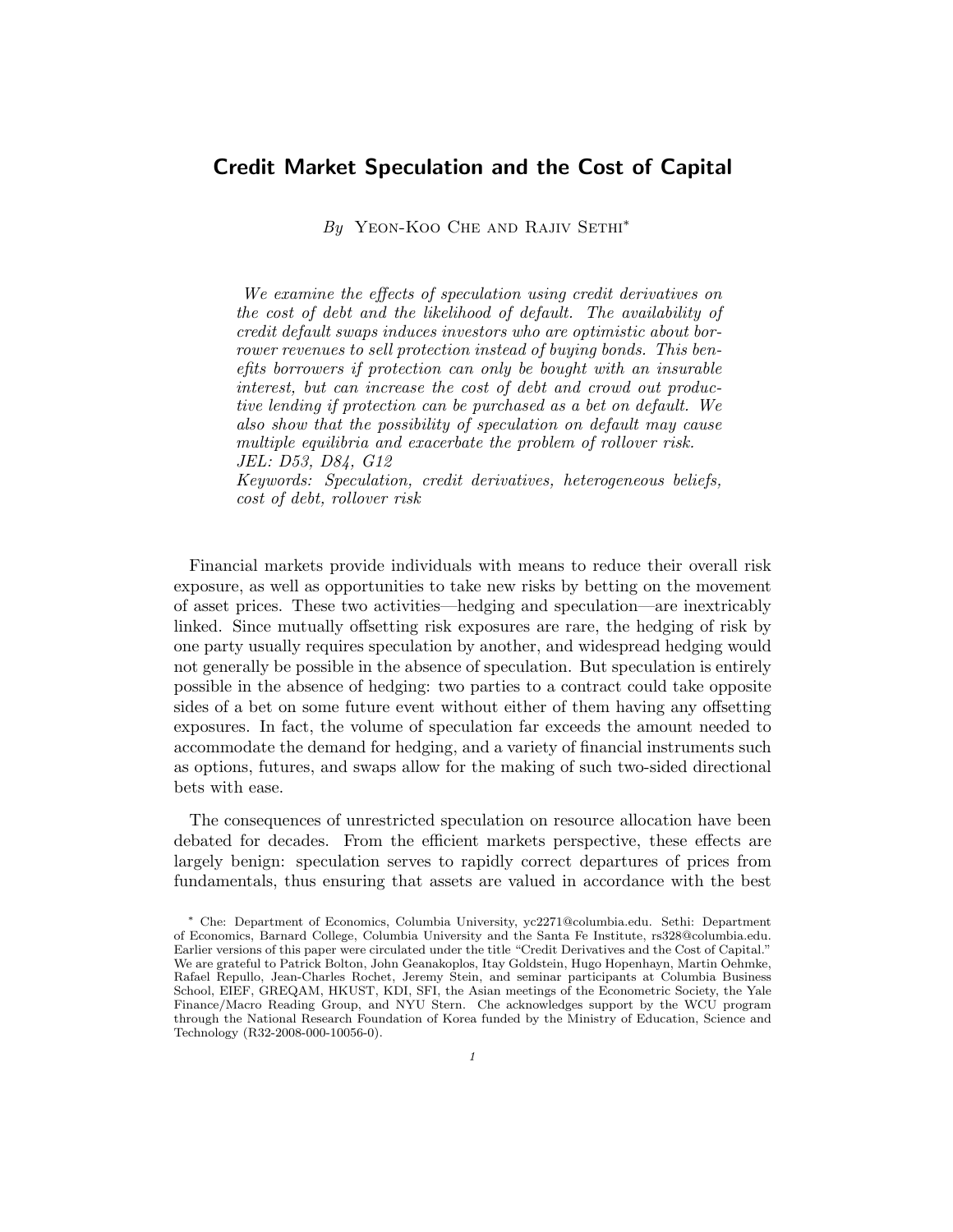# Credit Market Speculation and the Cost of Capital

*By* Yeon-Koo Che and Rajiv Sethi[*]

*We examine the effects of speculation using credit derivatives on the cost of debt and the likelihood of default. The availability of credit default swaps induces investors who are optimistic about borrower revenues to sell protection instead of buying bonds. This benefits borrowers if protection can only be bought with an insurable interest, but can increase the cost of debt and crowd out productive lending if protection can be purchased as a bet on default. We also show that the possibility of speculation on default may cause multiple equilibria and exacerbate the problem of rollover risk.*
*JEL: D53, D84, G12*
*Keywords: Speculation, credit derivatives, heterogeneous beliefs, cost of debt, rollover risk*

Financial markets provide individuals with means to reduce their overall risk exposure, as well as opportunities to take new risks by betting on the movement of asset prices. These two activities—hedging and speculation—are inextricably linked. Since mutually offsetting risk exposures are rare, the hedging of risk by one party usually requires speculation by another, and widespread hedging would not generally be possible in the absence of speculation. But speculation is entirely possible in the absence of hedging: two parties to a contract could take opposite sides of a bet on some future event without either of them having any offsetting exposures. In fact, the volume of speculation far exceeds the amount needed to accommodate the demand for hedging, and a variety of financial instruments such as options, futures, and swaps allow for the making of such two-sided directional bets with ease.

The consequences of unrestricted speculation on resource allocation have been debated for decades. From the efficient markets perspective, these effects are largely benign: speculation serves to rapidly correct departures of prices from fundamentals, thus ensuring that assets are valued in accordance with the best

[*] Che: Department of Economics, Columbia University, yc2271@columbia.edu. Sethi: Department of Economics, Barnard College, Columbia University and the Santa Fe Institute, rs328@columbia.edu. Earlier versions of this paper were circulated under the title "Credit Derivatives and the Cost of Capital." We are grateful to Patrick Bolton, John Geanakoplos, Itay Goldstein, Hugo Hopenhayn, Martin Oehmke, Rafael Repullo, Jean-Charles Rochet, Jeremy Stein, and seminar participants at Columbia Business School, EIEF, GREQAM, HKUST, KDI, SFI, the Asian meetings of the Econometric Society, the Yale Finance/Macro Reading Group, and NYU Stern. Che acknowledges support by the WCU program through the National Research Foundation of Korea funded by the Ministry of Education, Science and Technology (R32-2008-000-10056-0).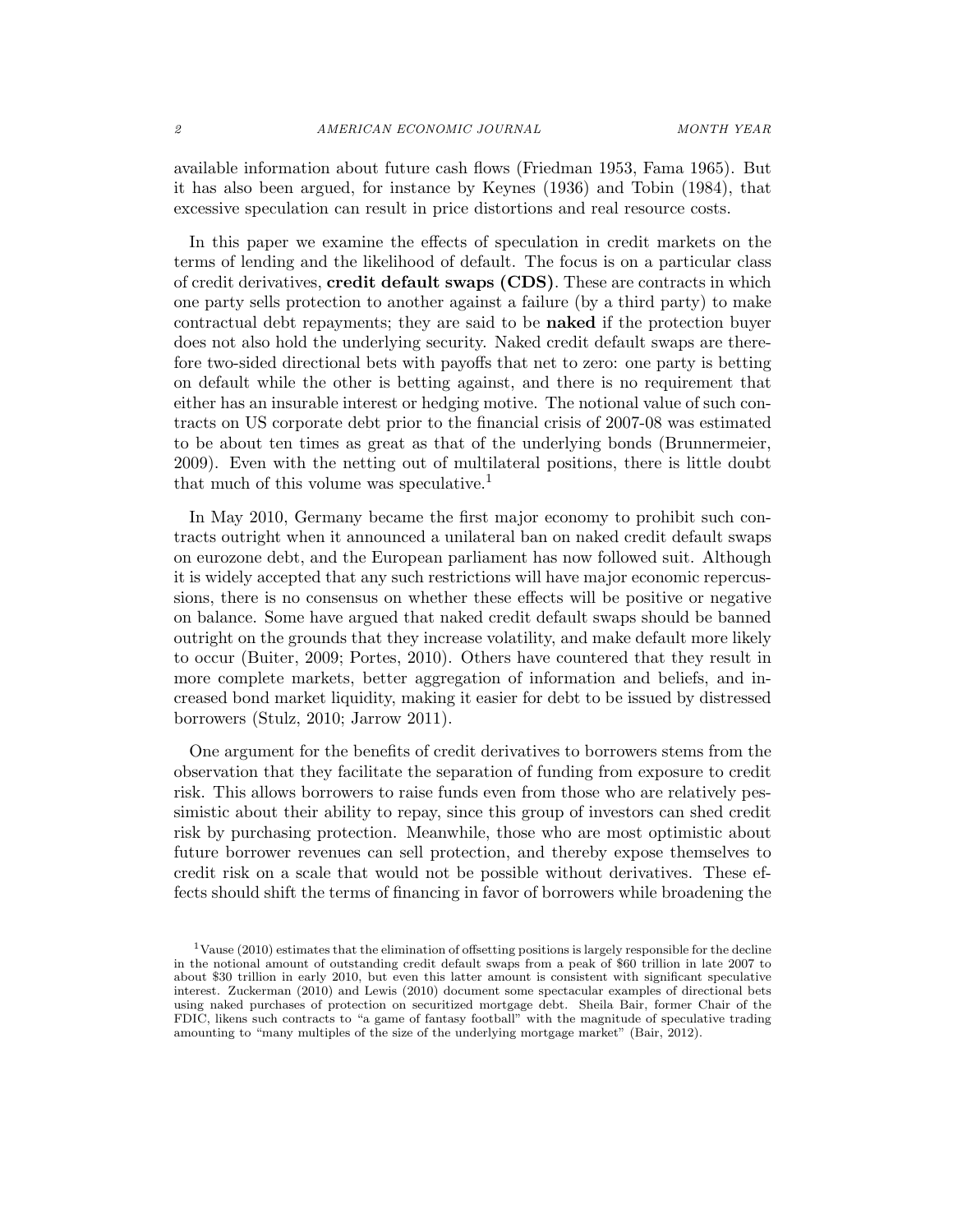available information about future cash flows (Friedman 1953, Fama 1965). But it has also been argued, for instance by Keynes (1936) and Tobin (1984), that excessive speculation can result in price distortions and real resource costs.

In this paper we examine the effects of speculation in credit markets on the terms of lending and the likelihood of default. The focus is on a particular class of credit derivatives, **credit default swaps (CDS)**. These are contracts in which one party sells protection to another against a failure (by a third party) to make contractual debt repayments; they are said to be **naked** if the protection buyer does not also hold the underlying security. Naked credit default swaps are therefore two-sided directional bets with payoffs that net to zero: one party is betting on default while the other is betting against, and there is no requirement that either has an insurable interest or hedging motive. The notional value of such contracts on US corporate debt prior to the financial crisis of 2007-08 was estimated to be about ten times as great as that of the underlying bonds (Brunnermeier, 2009). Even with the netting out of multilateral positions, there is little doubt that much of this volume was speculative.[1]

In May 2010, Germany became the first major economy to prohibit such contracts outright when it announced a unilateral ban on naked credit default swaps on eurozone debt, and the European parliament has now followed suit. Although it is widely accepted that any such restrictions will have major economic repercussions, there is no consensus on whether these effects will be positive or negative on balance. Some have argued that naked credit default swaps should be banned outright on the grounds that they increase volatility, and make default more likely to occur (Buiter, 2009; Portes, 2010). Others have countered that they result in more complete markets, better aggregation of information and beliefs, and increased bond market liquidity, making it easier for debt to be issued by distressed borrowers (Stulz, 2010; Jarrow 2011).

One argument for the benefits of credit derivatives to borrowers stems from the observation that they facilitate the separation of funding from exposure to credit risk. This allows borrowers to raise funds even from those who are relatively pessimistic about their ability to repay, since this group of investors can shed credit risk by purchasing protection. Meanwhile, those who are most optimistic about future borrower revenues can sell protection, and thereby expose themselves to credit risk on a scale that would not be possible without derivatives. These effects should shift the terms of financing in favor of borrowers while broadening the

[1] Vause (2010) estimates that the elimination of offsetting positions is largely responsible for the decline in the notional amount of outstanding credit default swaps from a peak of $60 trillion in late 2007 to about $30 trillion in early 2010, but even this latter amount is consistent with significant speculative interest. Zuckerman (2010) and Lewis (2010) document some spectacular examples of directional bets using naked purchases of protection on securitized mortgage debt. Sheila Bair, former Chair of the FDIC, likens such contracts to "a game of fantasy football" with the magnitude of speculative trading amounting to "many multiples of the size of the underlying mortgage market" (Bair, 2012).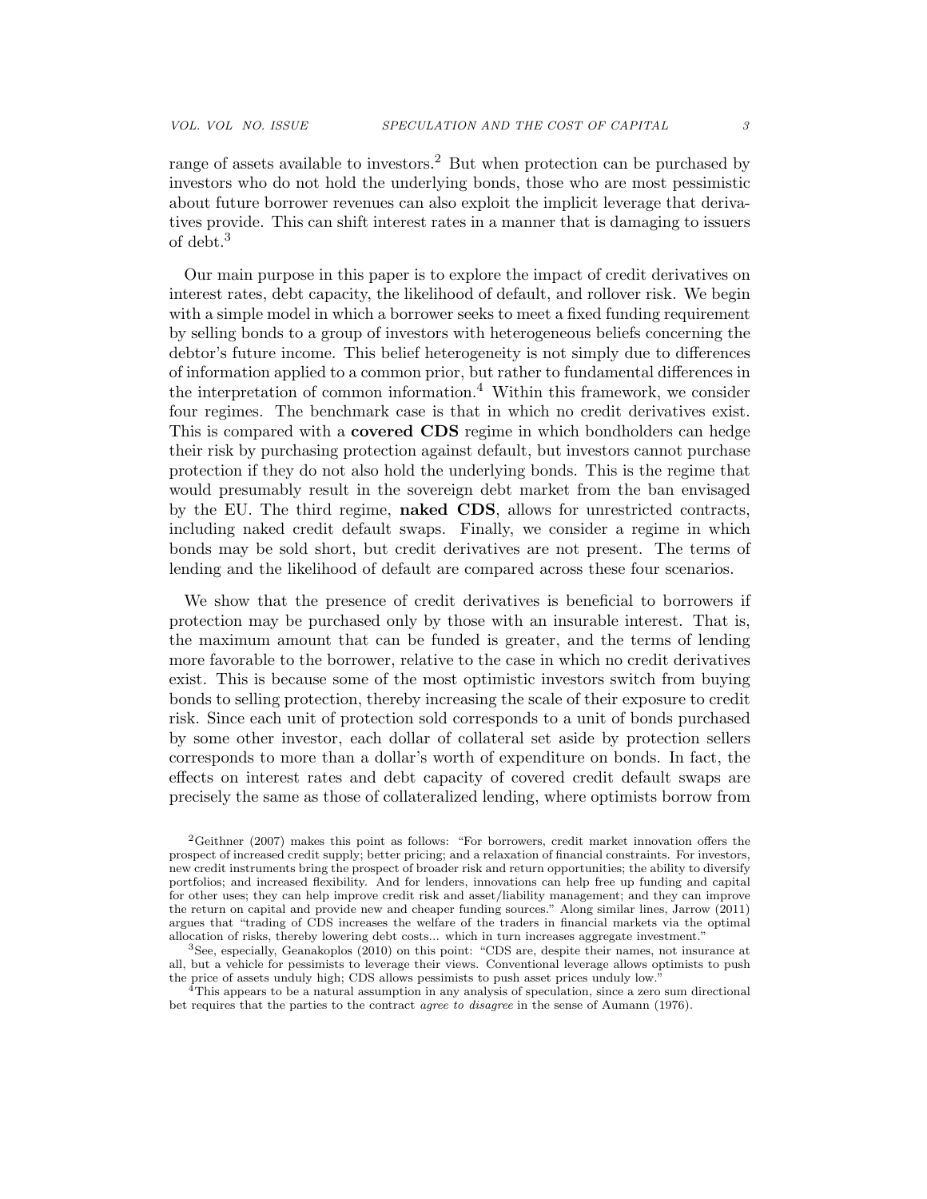range of assets available to investors.[2] But when protection can be purchased by investors who do not hold the underlying bonds, those who are most pessimistic about future borrower revenues can also exploit the implicit leverage that derivatives provide. This can shift interest rates in a manner that is damaging to issuers of debt.[3]

Our main purpose in this paper is to explore the impact of credit derivatives on interest rates, debt capacity, the likelihood of default, and rollover risk. We begin with a simple model in which a borrower seeks to meet a fixed funding requirement by selling bonds to a group of investors with heterogeneous beliefs concerning the debtor's future income. This belief heterogeneity is not simply due to differences of information applied to a common prior, but rather to fundamental differences in the interpretation of common information.[4] Within this framework, we consider four regimes. The benchmark case is that in which no credit derivatives exist. This is compared with a **covered CDS** regime in which bondholders can hedge their risk by purchasing protection against default, but investors cannot purchase protection if they do not also hold the underlying bonds. This is the regime that would presumably result in the sovereign debt market from the ban envisaged by the EU. The third regime, **naked CDS**, allows for unrestricted contracts, including naked credit default swaps. Finally, we consider a regime in which bonds may be sold short, but credit derivatives are not present. The terms of lending and the likelihood of default are compared across these four scenarios.

We show that the presence of credit derivatives is beneficial to borrowers if protection may be purchased only by those with an insurable interest. That is, the maximum amount that can be funded is greater, and the terms of lending more favorable to the borrower, relative to the case in which no credit derivatives exist. This is because some of the most optimistic investors switch from buying bonds to selling protection, thereby increasing the scale of their exposure to credit risk. Since each unit of protection sold corresponds to a unit of bonds purchased by some other investor, each dollar of collateral set aside by protection sellers corresponds to more than a dollar's worth of expenditure on bonds. In fact, the effects on interest rates and debt capacity of covered credit default swaps are precisely the same as those of collateralized lending, where optimists borrow from

[2] Geithner (2007) makes this point as follows: "For borrowers, credit market innovation offers the prospect of increased credit supply; better pricing; and a relaxation of financial constraints. For investors, new credit instruments bring the prospect of broader risk and return opportunities; the ability to diversify portfolios; and increased flexibility. And for lenders, innovations can help free up funding and capital for other uses; they can help improve credit risk and asset/liability management; and they can improve the return on capital and provide new and cheaper funding sources." Along similar lines, Jarrow (2011) argues that "trading of CDS increases the welfare of the traders in financial markets via the optimal allocation of risks, thereby lowering debt costs... which in turn increases aggregate investment."

[3] See, especially, Geanakoplos (2010) on this point: "CDS are, despite their names, not insurance at all, but a vehicle for pessimists to leverage their views. Conventional leverage allows optimists to push the price of assets unduly high; CDS allows pessimists to push asset prices unduly low."

[4] This appears to be a natural assumption in any analysis of speculation, since a zero sum directional bet requires that the parties to the contract *agree to disagree* in the sense of Aumann (1976).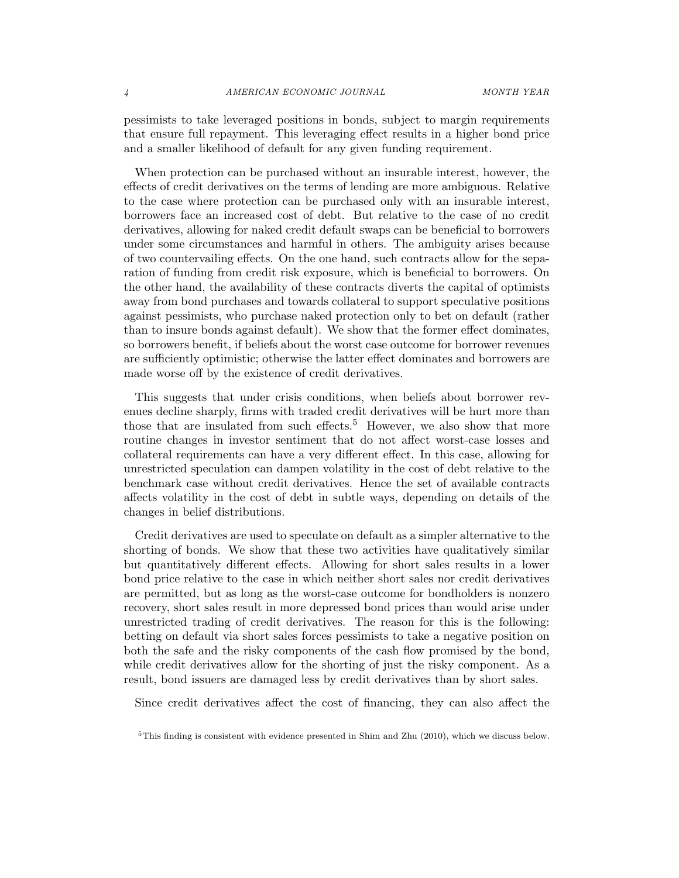pessimists to take leveraged positions in bonds, subject to margin requirements that ensure full repayment. This leveraging effect results in a higher bond price and a smaller likelihood of default for any given funding requirement.

When protection can be purchased without an insurable interest, however, the effects of credit derivatives on the terms of lending are more ambiguous. Relative to the case where protection can be purchased only with an insurable interest, borrowers face an increased cost of debt. But relative to the case of no credit derivatives, allowing for naked credit default swaps can be beneficial to borrowers under some circumstances and harmful in others. The ambiguity arises because of two countervailing effects. On the one hand, such contracts allow for the separation of funding from credit risk exposure, which is beneficial to borrowers. On the other hand, the availability of these contracts diverts the capital of optimists away from bond purchases and towards collateral to support speculative positions against pessimists, who purchase naked protection only to bet on default (rather than to insure bonds against default). We show that the former effect dominates, so borrowers benefit, if beliefs about the worst case outcome for borrower revenues are sufficiently optimistic; otherwise the latter effect dominates and borrowers are made worse off by the existence of credit derivatives.

This suggests that under crisis conditions, when beliefs about borrower revenues decline sharply, firms with traded credit derivatives will be hurt more than those that are insulated from such effects.[5] However, we also show that more routine changes in investor sentiment that do not affect worst-case losses and collateral requirements can have a very different effect. In this case, allowing for unrestricted speculation can dampen volatility in the cost of debt relative to the benchmark case without credit derivatives. Hence the set of available contracts affects volatility in the cost of debt in subtle ways, depending on details of the changes in belief distributions.

Credit derivatives are used to speculate on default as a simpler alternative to the shorting of bonds. We show that these two activities have qualitatively similar but quantitatively different effects. Allowing for short sales results in a lower bond price relative to the case in which neither short sales nor credit derivatives are permitted, but as long as the worst-case outcome for bondholders is nonzero recovery, short sales result in more depressed bond prices than would arise under unrestricted trading of credit derivatives. The reason for this is the following: betting on default via short sales forces pessimists to take a negative position on both the safe and the risky components of the cash flow promised by the bond, while credit derivatives allow for the shorting of just the risky component. As a result, bond issuers are damaged less by credit derivatives than by short sales.

Since credit derivatives affect the cost of financing, they can also affect the

[5] This finding is consistent with evidence presented in Shim and Zhu (2010), which we discuss below.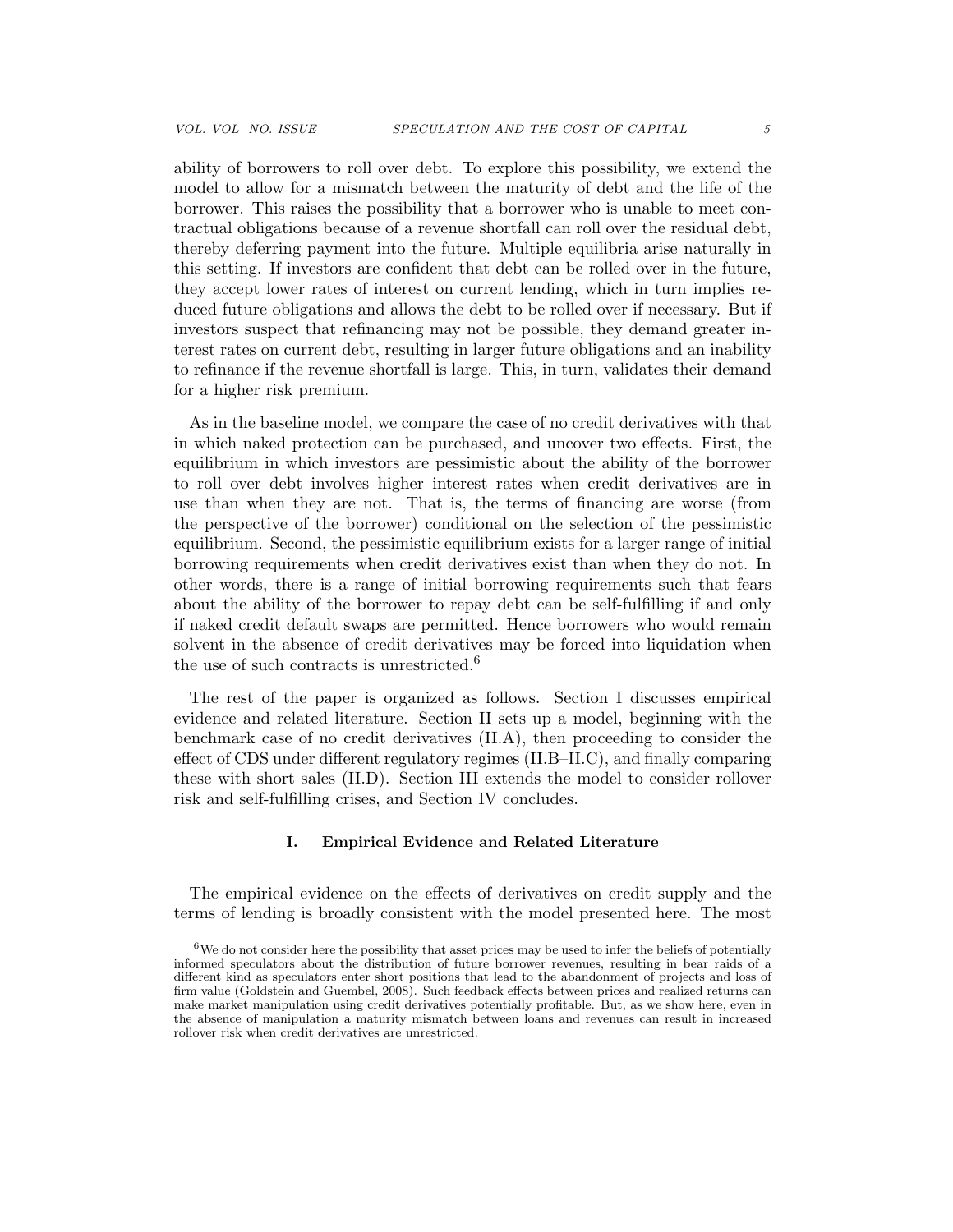ability of borrowers to roll over debt. To explore this possibility, we extend the model to allow for a mismatch between the maturity of debt and the life of the borrower. This raises the possibility that a borrower who is unable to meet contractual obligations because of a revenue shortfall can roll over the residual debt, thereby deferring payment into the future. Multiple equilibria arise naturally in this setting. If investors are confident that debt can be rolled over in the future, they accept lower rates of interest on current lending, which in turn implies reduced future obligations and allows the debt to be rolled over if necessary. But if investors suspect that refinancing may not be possible, they demand greater interest rates on current debt, resulting in larger future obligations and an inability to refinance if the revenue shortfall is large. This, in turn, validates their demand for a higher risk premium.

As in the baseline model, we compare the case of no credit derivatives with that in which naked protection can be purchased, and uncover two effects. First, the equilibrium in which investors are pessimistic about the ability of the borrower to roll over debt involves higher interest rates when credit derivatives are in use than when they are not. That is, the terms of financing are worse (from the perspective of the borrower) conditional on the selection of the pessimistic equilibrium. Second, the pessimistic equilibrium exists for a larger range of initial borrowing requirements when credit derivatives exist than when they do not. In other words, there is a range of initial borrowing requirements such that fears about the ability of the borrower to repay debt can be self-fulfilling if and only if naked credit default swaps are permitted. Hence borrowers who would remain solvent in the absence of credit derivatives may be forced into liquidation when the use of such contracts is unrestricted.[6]

The rest of the paper is organized as follows. Section I discusses empirical evidence and related literature. Section II sets up a model, beginning with the benchmark case of no credit derivatives (II.A), then proceeding to consider the effect of CDS under different regulatory regimes (II.B–II.C), and finally comparing these with short sales (II.D). Section III extends the model to consider rollover risk and self-fulfilling crises, and Section IV concludes.

## I. Empirical Evidence and Related Literature

The empirical evidence on the effects of derivatives on credit supply and the terms of lending is broadly consistent with the model presented here. The most

[6] We do not consider here the possibility that asset prices may be used to infer the beliefs of potentially informed speculators about the distribution of future borrower revenues, resulting in bear raids of a different kind as speculators enter short positions that lead to the abandonment of projects and loss of firm value (Goldstein and Guembel, 2008). Such feedback effects between prices and realized returns can make market manipulation using credit derivatives potentially profitable. But, as we show here, even in the absence of manipulation a maturity mismatch between loans and revenues can result in increased rollover risk when credit derivatives are unrestricted.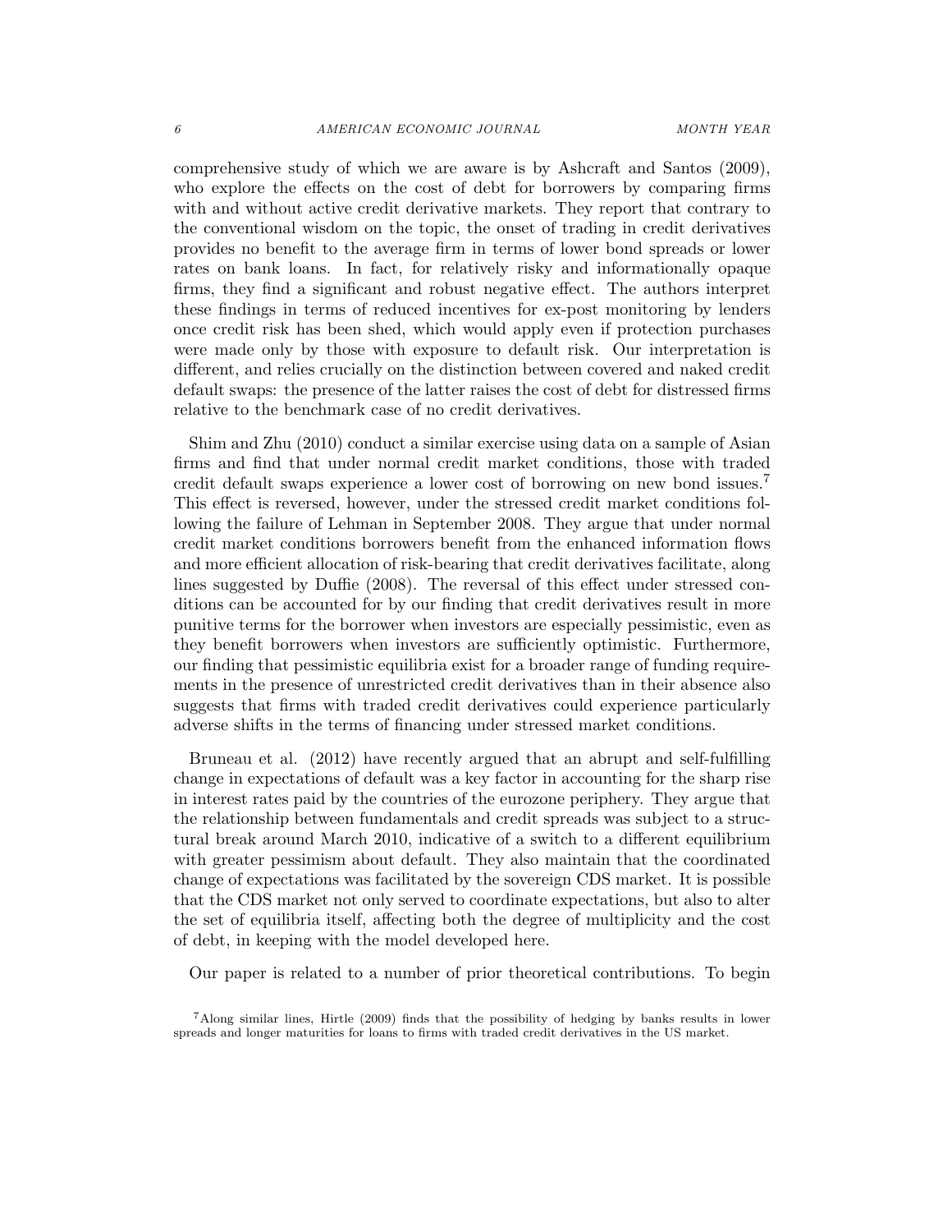comprehensive study of which we are aware is by Ashcraft and Santos (2009), who explore the effects on the cost of debt for borrowers by comparing firms with and without active credit derivative markets. They report that contrary to the conventional wisdom on the topic, the onset of trading in credit derivatives provides no benefit to the average firm in terms of lower bond spreads or lower rates on bank loans. In fact, for relatively risky and informationally opaque firms, they find a significant and robust negative effect. The authors interpret these findings in terms of reduced incentives for ex-post monitoring by lenders once credit risk has been shed, which would apply even if protection purchases were made only by those with exposure to default risk. Our interpretation is different, and relies crucially on the distinction between covered and naked credit default swaps: the presence of the latter raises the cost of debt for distressed firms relative to the benchmark case of no credit derivatives.

Shim and Zhu (2010) conduct a similar exercise using data on a sample of Asian firms and find that under normal credit market conditions, those with traded credit default swaps experience a lower cost of borrowing on new bond issues.[7] This effect is reversed, however, under the stressed credit market conditions following the failure of Lehman in September 2008. They argue that under normal credit market conditions borrowers benefit from the enhanced information flows and more efficient allocation of risk-bearing that credit derivatives facilitate, along lines suggested by Duffie (2008). The reversal of this effect under stressed conditions can be accounted for by our finding that credit derivatives result in more punitive terms for the borrower when investors are especially pessimistic, even as they benefit borrowers when investors are sufficiently optimistic. Furthermore, our finding that pessimistic equilibria exist for a broader range of funding requirements in the presence of unrestricted credit derivatives than in their absence also suggests that firms with traded credit derivatives could experience particularly adverse shifts in the terms of financing under stressed market conditions.

Bruneau et al. (2012) have recently argued that an abrupt and self-fulfilling change in expectations of default was a key factor in accounting for the sharp rise in interest rates paid by the countries of the eurozone periphery. They argue that the relationship between fundamentals and credit spreads was subject to a structural break around March 2010, indicative of a switch to a different equilibrium with greater pessimism about default. They also maintain that the coordinated change of expectations was facilitated by the sovereign CDS market. It is possible that the CDS market not only served to coordinate expectations, but also to alter the set of equilibria itself, affecting both the degree of multiplicity and the cost of debt, in keeping with the model developed here.

Our paper is related to a number of prior theoretical contributions. To begin

[7] Along similar lines, Hirtle (2009) finds that the possibility of hedging by banks results in lower spreads and longer maturities for loans to firms with traded credit derivatives in the US market.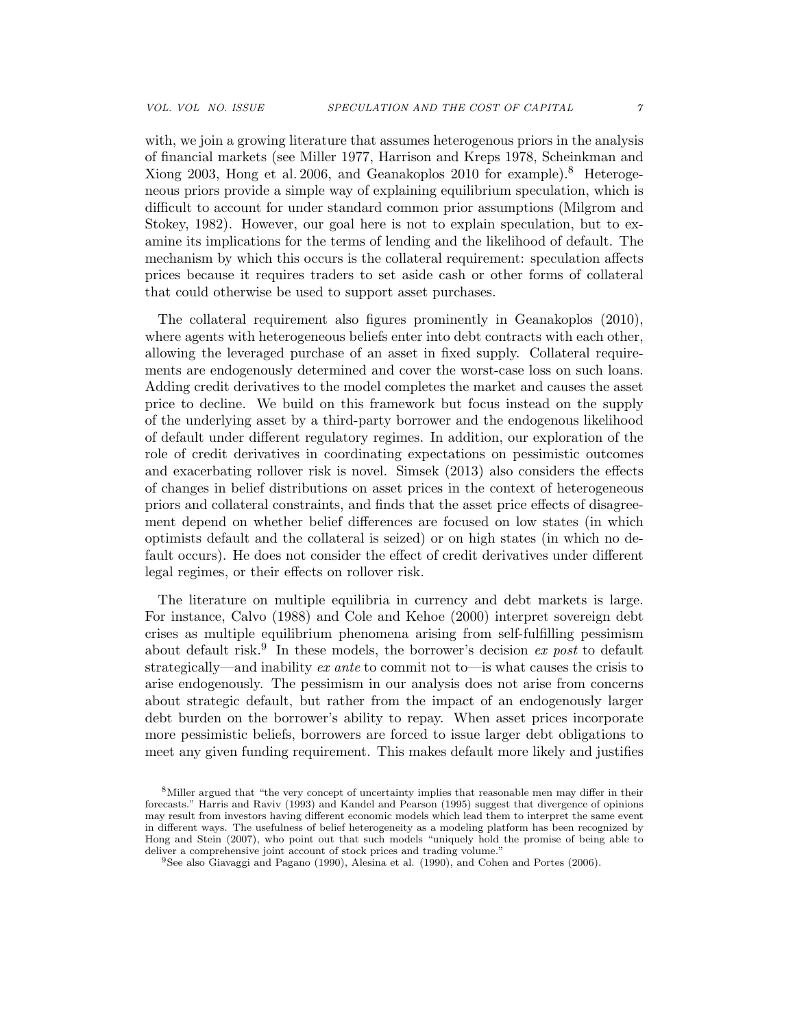with, we join a growing literature that assumes heterogenous priors in the analysis of financial markets (see Miller 1977, Harrison and Kreps 1978, Scheinkman and Xiong 2003, Hong et al. 2006, and Geanakoplos 2010 for example).[8] Heterogeneous priors provide a simple way of explaining equilibrium speculation, which is difficult to account for under standard common prior assumptions (Milgrom and Stokey, 1982). However, our goal here is not to explain speculation, but to examine its implications for the terms of lending and the likelihood of default. The mechanism by which this occurs is the collateral requirement: speculation affects prices because it requires traders to set aside cash or other forms of collateral that could otherwise be used to support asset purchases.

The collateral requirement also figures prominently in Geanakoplos (2010), where agents with heterogeneous beliefs enter into debt contracts with each other, allowing the leveraged purchase of an asset in fixed supply. Collateral requirements are endogenously determined and cover the worst-case loss on such loans. Adding credit derivatives to the model completes the market and causes the asset price to decline. We build on this framework but focus instead on the supply of the underlying asset by a third-party borrower and the endogenous likelihood of default under different regulatory regimes. In addition, our exploration of the role of credit derivatives in coordinating expectations on pessimistic outcomes and exacerbating rollover risk is novel. Simsek (2013) also considers the effects of changes in belief distributions on asset prices in the context of heterogeneous priors and collateral constraints, and finds that the asset price effects of disagreement depend on whether belief differences are focused on low states (in which optimists default and the collateral is seized) or on high states (in which no default occurs). He does not consider the effect of credit derivatives under different legal regimes, or their effects on rollover risk.

The literature on multiple equilibria in currency and debt markets is large. For instance, Calvo (1988) and Cole and Kehoe (2000) interpret sovereign debt crises as multiple equilibrium phenomena arising from self-fulfilling pessimism about default risk.[9] In these models, the borrower's decision *ex post* to default strategically—and inability *ex ante* to commit not to—is what causes the crisis to arise endogenously. The pessimism in our analysis does not arise from concerns about strategic default, but rather from the impact of an endogenously larger debt burden on the borrower's ability to repay. When asset prices incorporate more pessimistic beliefs, borrowers are forced to issue larger debt obligations to meet any given funding requirement. This makes default more likely and justifies

[8] Miller argued that "the very concept of uncertainty implies that reasonable men may differ in their forecasts." Harris and Raviv (1993) and Kandel and Pearson (1995) suggest that divergence of opinions may result from investors having different economic models which lead them to interpret the same event in different ways. The usefulness of belief heterogeneity as a modeling platform has been recognized by Hong and Stein (2007), who point out that such models "uniquely hold the promise of being able to deliver a comprehensive joint account of stock prices and trading volume."

[9] See also Giavaggi and Pagano (1990), Alesina et al. (1990), and Cohen and Portes (2006).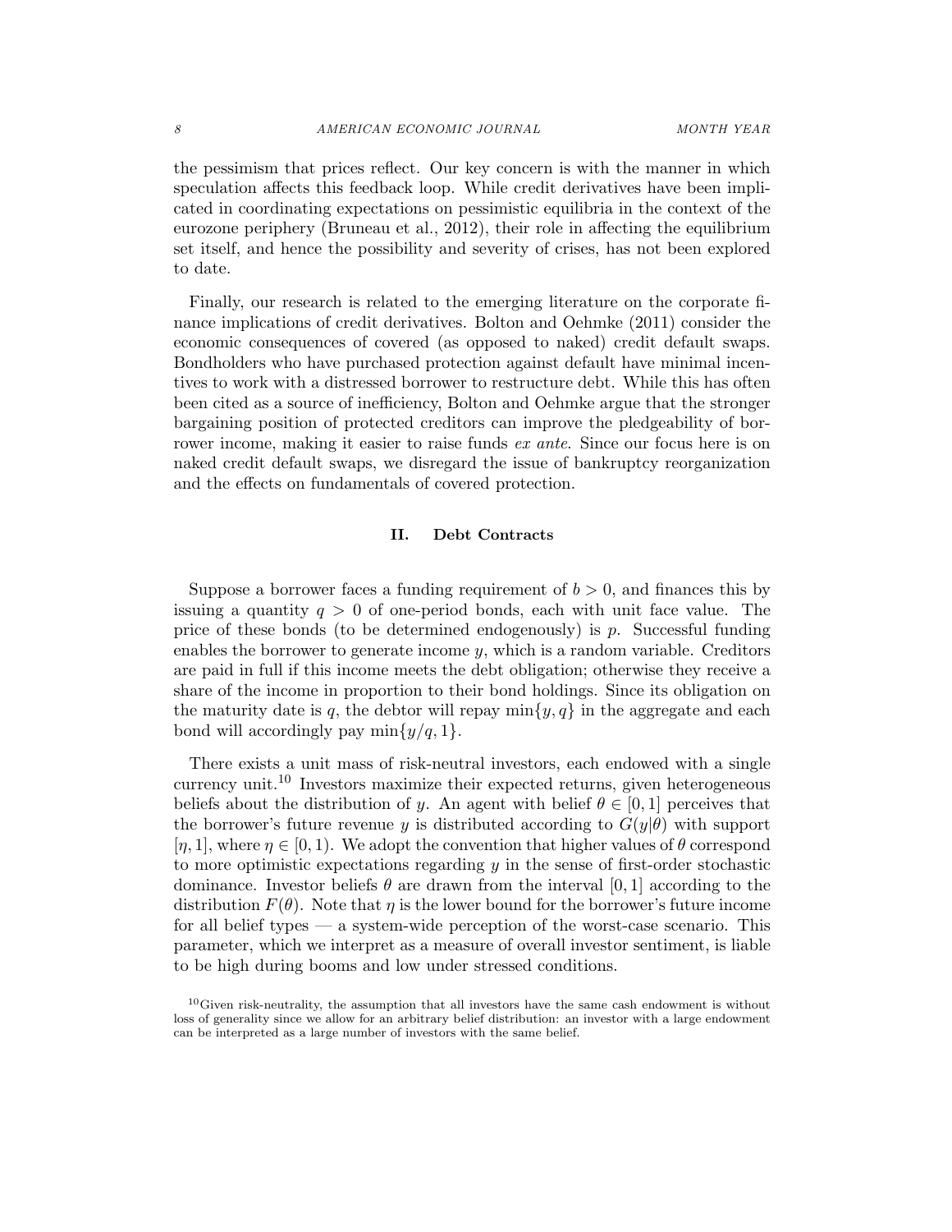the pessimism that prices reflect. Our key concern is with the manner in which speculation affects this feedback loop. While credit derivatives have been implicated in coordinating expectations on pessimistic equilibria in the context of the eurozone periphery (Bruneau et al., 2012), their role in affecting the equilibrium set itself, and hence the possibility and severity of crises, has not been explored to date.

Finally, our research is related to the emerging literature on the corporate finance implications of credit derivatives. Bolton and Oehmke (2011) consider the economic consequences of covered (as opposed to naked) credit default swaps. Bondholders who have purchased protection against default have minimal incentives to work with a distressed borrower to restructure debt. While this has often been cited as a source of inefficiency, Bolton and Oehmke argue that the stronger bargaining position of protected creditors can improve the pledgeability of borrower income, making it easier to raise funds *ex ante*. Since our focus here is on naked credit default swaps, we disregard the issue of bankruptcy reorganization and the effects on fundamentals of covered protection.

## II. Debt Contracts

Suppose a borrower faces a funding requirement of $b > 0$, and finances this by issuing a quantity $q > 0$ of one-period bonds, each with unit face value. The price of these bonds (to be determined endogenously) is $p$. Successful funding enables the borrower to generate income $y$, which is a random variable. Creditors are paid in full if this income meets the debt obligation; otherwise they receive a share of the income in proportion to their bond holdings. Since its obligation on the maturity date is $q$, the debtor will repay $\min\{y, q\}$ in the aggregate and each bond will accordingly pay $\min\{y/q, 1\}$.

There exists a unit mass of risk-neutral investors, each endowed with a single currency unit.[10] Investors maximize their expected returns, given heterogeneous beliefs about the distribution of $y$. An agent with belief $\theta \in [0, 1]$ perceives that the borrower's future revenue $y$ is distributed according to $G(y|\theta)$ with support $[\eta, 1]$, where $\eta \in [0, 1)$. We adopt the convention that higher values of $\theta$ correspond to more optimistic expectations regarding $y$ in the sense of first-order stochastic dominance. Investor beliefs $\theta$ are drawn from the interval $[0, 1]$ according to the distribution $F(\theta)$. Note that $\eta$ is the lower bound for the borrower's future income for all belief types — a system-wide perception of the worst-case scenario. This parameter, which we interpret as a measure of overall investor sentiment, is liable to be high during booms and low under stressed conditions.

[10] Given risk-neutrality, the assumption that all investors have the same cash endowment is without loss of generality since we allow for an arbitrary belief distribution: an investor with a large endowment can be interpreted as a large number of investors with the same belief.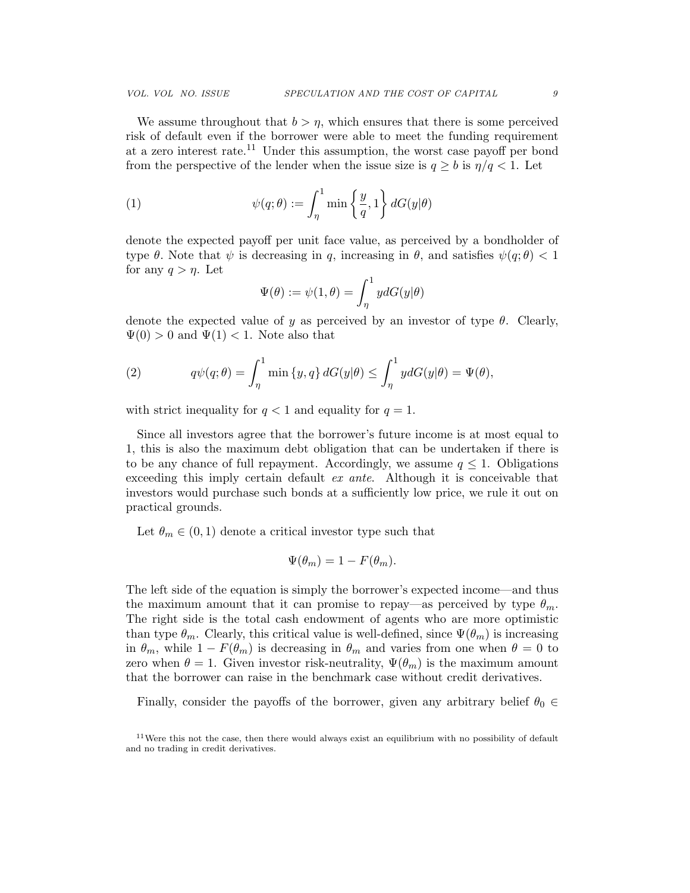We assume throughout that $b > \eta$, which ensures that there is some perceived risk of default even if the borrower were able to meet the funding requirement at a zero interest rate.[11] Under this assumption, the worst case payoff per bond from the perspective of the lender when the issue size is $q \geq b$ is $\eta/q < 1$. Let

$$\psi(q;\theta) := \int_{\eta}^{1} \min\left\{\frac{y}{q}, 1\right\} dG(y|\theta) \tag{1}$$

denote the expected payoff per unit face value, as perceived by a bondholder of type $\theta$. Note that $\psi$ is decreasing in $q$, increasing in $\theta$, and satisfies $\psi(q;\theta) < 1$ for any $q > \eta$. Let

$$\Psi(\theta) := \psi(1, \theta) = \int_{\eta}^{1} y dG(y|\theta)$$

denote the expected value of $y$ as perceived by an investor of type $\theta$. Clearly, $\Psi(0) > 0$ and $\Psi(1) < 1$. Note also that

$$q\psi(q;\theta) = \int_{\eta}^{1} \min\{y, q\} dG(y|\theta) \leq \int_{\eta}^{1} y dG(y|\theta) = \Psi(\theta), \tag{2}$$

with strict inequality for $q < 1$ and equality for $q = 1$.

Since all investors agree that the borrower's future income is at most equal to 1, this is also the maximum debt obligation that can be undertaken if there is to be any chance of full repayment. Accordingly, we assume $q \leq 1$. Obligations exceeding this imply certain default *ex ante*. Although it is conceivable that investors would purchase such bonds at a sufficiently low price, we rule it out on practical grounds.

Let $\theta_m \in (0, 1)$ denote a critical investor type such that

$$\Psi(\theta_m) = 1 - F(\theta_m).$$

The left side of the equation is simply the borrower's expected income—and thus the maximum amount that it can promise to repay—as perceived by type $\theta_m$. The right side is the total cash endowment of agents who are more optimistic than type $\theta_m$. Clearly, this critical value is well-defined, since $\Psi(\theta_m)$ is increasing in $\theta_m$, while $1 - F(\theta_m)$ is decreasing in $\theta_m$ and varies from one when $\theta = 0$ to zero when $\theta = 1$. Given investor risk-neutrality, $\Psi(\theta_m)$ is the maximum amount that the borrower can raise in the benchmark case without credit derivatives.

Finally, consider the payoffs of the borrower, given any arbitrary belief $\theta_0 \in$

[11] Were this not the case, then there would always exist an equilibrium with no possibility of default and no trading in credit derivatives.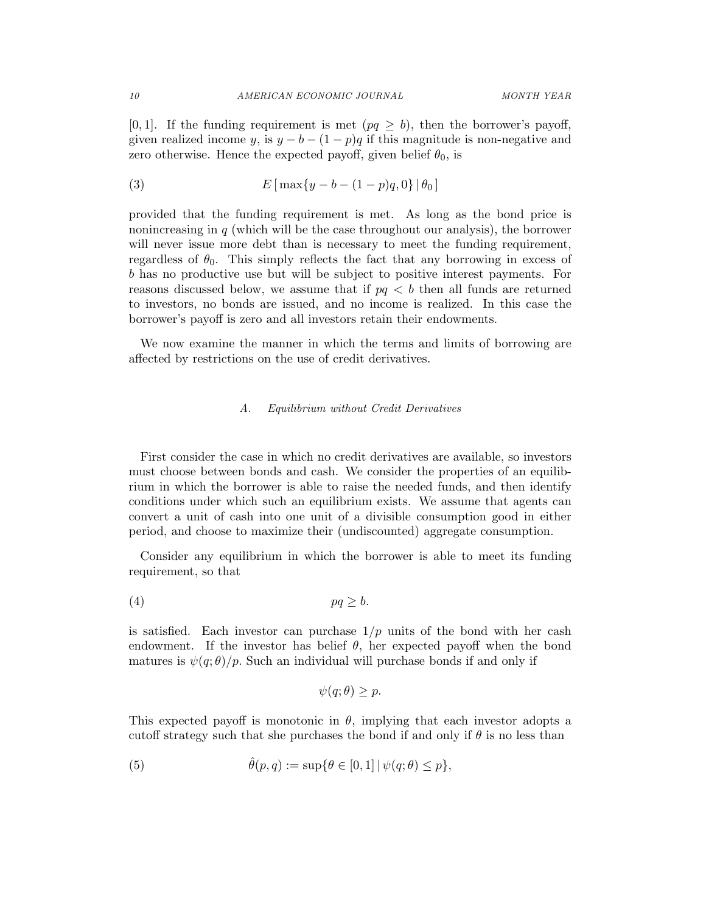$[0, 1]$. If the funding requirement is met ($pq \geq b$), then the borrower's payoff, given realized income $y$, is $y - b - (1 - p)q$ if this magnitude is non-negative and zero otherwise. Hence the expected payoff, given belief $\theta_0$, is

$$E\left[\max\{y - b - (1 - p)q, 0\} \,|\, \theta_0\right] \tag{3}$$

provided that the funding requirement is met. As long as the bond price is nonincreasing in $q$ (which will be the case throughout our analysis), the borrower will never issue more debt than is necessary to meet the funding requirement, regardless of $\theta_0$. This simply reflects the fact that any borrowing in excess of $b$ has no productive use but will be subject to positive interest payments. For reasons discussed below, we assume that if $pq < b$ then all funds are returned to investors, no bonds are issued, and no income is realized. In this case the borrower's payoff is zero and all investors retain their endowments.

We now examine the manner in which the terms and limits of borrowing are affected by restrictions on the use of credit derivatives.

### A. *Equilibrium without Credit Derivatives*

First consider the case in which no credit derivatives are available, so investors must choose between bonds and cash. We consider the properties of an equilibrium in which the borrower is able to raise the needed funds, and then identify conditions under which such an equilibrium exists. We assume that agents can convert a unit of cash into one unit of a divisible consumption good in either period, and choose to maximize their (undiscounted) aggregate consumption.

Consider any equilibrium in which the borrower is able to meet its funding requirement, so that

$$pq \geq b. \tag{4}$$

is satisfied. Each investor can purchase $1/p$ units of the bond with her cash endowment. If the investor has belief $\theta$, her expected payoff when the bond matures is $\psi(q; \theta)/p$. Such an individual will purchase bonds if and only if

$$\psi(q; \theta) \geq p.$$

This expected payoff is monotonic in $\theta$, implying that each investor adopts a cutoff strategy such that she purchases the bond if and only if $\theta$ is no less than

$$\hat{\theta}(p, q) := \sup\{\theta \in [0, 1] \,|\, \psi(q; \theta) \leq p\}, \tag{5}$$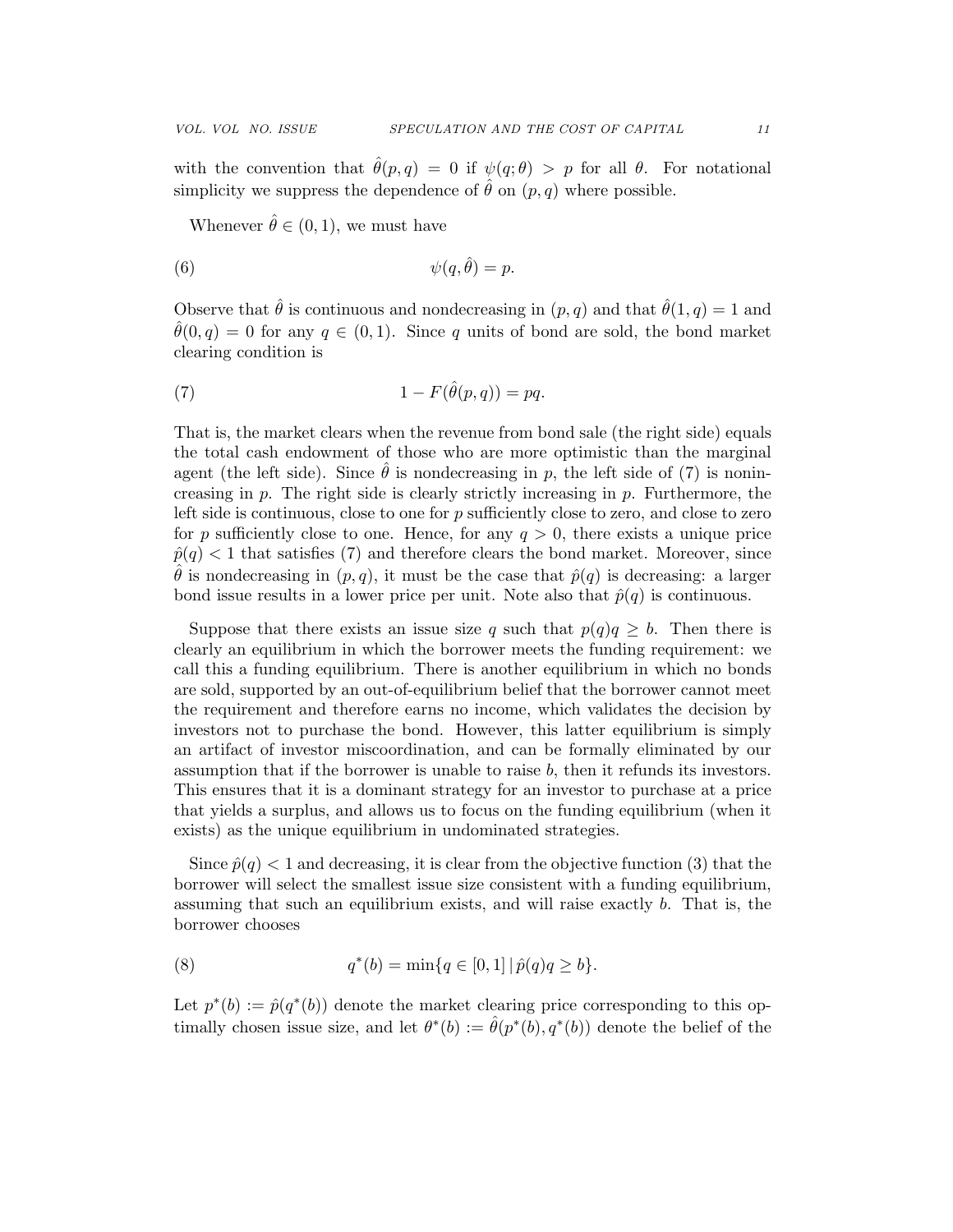with the convention that $\hat{\theta}(p,q) = 0$ if $\psi(q;\theta) > p$ for all $\theta$. For notational simplicity we suppress the dependence of $\hat{\theta}$ on $(p,q)$ where possible.

Whenever $\hat{\theta} \in (0,1)$, we must have

$$\psi(q, \hat{\theta}) = p. \tag{6}$$

Observe that $\hat{\theta}$ is continuous and nondecreasing in $(p,q)$ and that $\hat{\theta}(1,q) = 1$ and $\hat{\theta}(0,q) = 0$ for any $q \in (0,1)$. Since $q$ units of bond are sold, the bond market clearing condition is

$$1 - F(\hat{\theta}(p,q)) = pq. \tag{7}$$

That is, the market clears when the revenue from bond sale (the right side) equals the total cash endowment of those who are more optimistic than the marginal agent (the left side). Since $\hat{\theta}$ is nondecreasing in $p$, the left side of (7) is nonincreasing in $p$. The right side is clearly strictly increasing in $p$. Furthermore, the left side is continuous, close to one for $p$ sufficiently close to zero, and close to zero for $p$ sufficiently close to one. Hence, for any $q > 0$, there exists a unique price $\hat{p}(q) < 1$ that satisfies (7) and therefore clears the bond market. Moreover, since $\hat{\theta}$ is nondecreasing in $(p,q)$, it must be the case that $\hat{p}(q)$ is decreasing: a larger bond issue results in a lower price per unit. Note also that $\hat{p}(q)$ is continuous.

Suppose that there exists an issue size $q$ such that $p(q)q \geq b$. Then there is clearly an equilibrium in which the borrower meets the funding requirement: we call this a funding equilibrium. There is another equilibrium in which no bonds are sold, supported by an out-of-equilibrium belief that the borrower cannot meet the requirement and therefore earns no income, which validates the decision by investors not to purchase the bond. However, this latter equilibrium is simply an artifact of investor miscoordination, and can be formally eliminated by our assumption that if the borrower is unable to raise $b$, then it refunds its investors. This ensures that it is a dominant strategy for an investor to purchase at a price that yields a surplus, and allows us to focus on the funding equilibrium (when it exists) as the unique equilibrium in undominated strategies.

Since $\hat{p}(q) < 1$ and decreasing, it is clear from the objective function (3) that the borrower will select the smallest issue size consistent with a funding equilibrium, assuming that such an equilibrium exists, and will raise exactly $b$. That is, the borrower chooses

$$q^*(b) = \min\{q \in [0,1] \,|\, \hat{p}(q)q \geq b\}. \tag{8}$$

Let $p^*(b) := \hat{p}(q^*(b))$ denote the market clearing price corresponding to this optimally chosen issue size, and let $\theta^*(b) := \hat{\theta}(p^*(b), q^*(b))$ denote the belief of the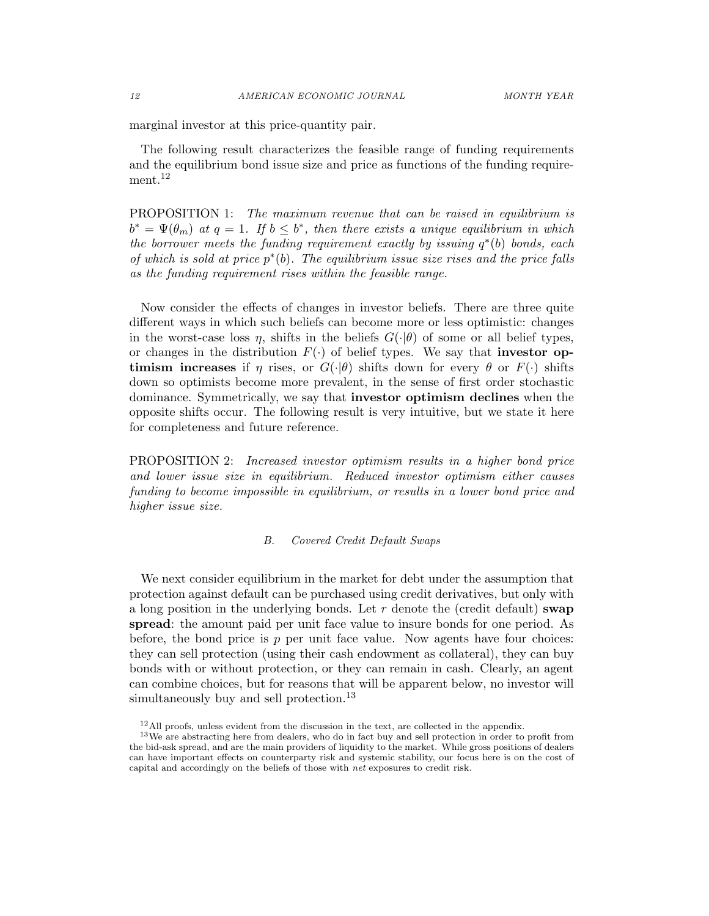marginal investor at this price-quantity pair.

The following result characterizes the feasible range of funding requirements and the equilibrium bond issue size and price as functions of the funding requirement.[12]

PROPOSITION 1: *The maximum revenue that can be raised in equilibrium is $b^* = \Psi(\theta_m)$ at $q = 1$. If $b \leq b^*$, then there exists a unique equilibrium in which the borrower meets the funding requirement exactly by issuing $q^*(b)$ bonds, each of which is sold at price $p^*(b)$. The equilibrium issue size rises and the price falls as the funding requirement rises within the feasible range.*

Now consider the effects of changes in investor beliefs. There are three quite different ways in which such beliefs can become more or less optimistic: changes in the worst-case loss $\eta$, shifts in the beliefs $G(\cdot|\theta)$ of some or all belief types, or changes in the distribution $F(\cdot)$ of belief types. We say that **investor optimism increases** if $\eta$ rises, or $G(\cdot|\theta)$ shifts down for every $\theta$ or $F(\cdot)$ shifts down so optimists become more prevalent, in the sense of first order stochastic dominance. Symmetrically, we say that **investor optimism declines** when the opposite shifts occur. The following result is very intuitive, but we state it here for completeness and future reference.

PROPOSITION 2: *Increased investor optimism results in a higher bond price and lower issue size in equilibrium. Reduced investor optimism either causes funding to become impossible in equilibrium, or results in a lower bond price and higher issue size.*

### B. Covered Credit Default Swaps

We next consider equilibrium in the market for debt under the assumption that protection against default can be purchased using credit derivatives, but only with a long position in the underlying bonds. Let $r$ denote the (credit default) **swap spread**: the amount paid per unit face value to insure bonds for one period. As before, the bond price is $p$ per unit face value. Now agents have four choices: they can sell protection (using their cash endowment as collateral), they can buy bonds with or without protection, or they can remain in cash. Clearly, an agent can combine choices, but for reasons that will be apparent below, no investor will simultaneously buy and sell protection.[13]

[12] All proofs, unless evident from the discussion in the text, are collected in the appendix.

[13] We are abstracting here from dealers, who do in fact buy and sell protection in order to profit from the bid-ask spread, and are the main providers of liquidity to the market. While gross positions of dealers can have important effects on counterparty risk and systemic stability, our focus here is on the cost of capital and accordingly on the beliefs of those with *net* exposures to credit risk.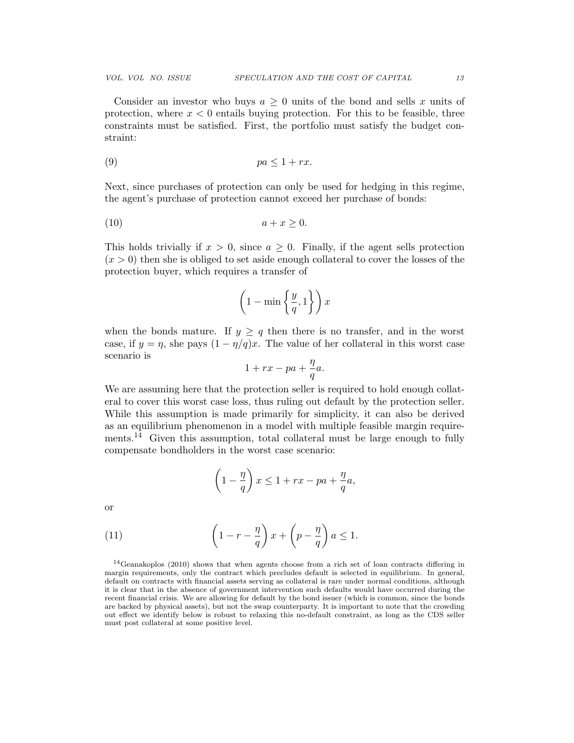Consider an investor who buys $a \geq 0$ units of the bond and sells $x$ units of protection, where $x < 0$ entails buying protection. For this to be feasible, three constraints must be satisfied. First, the portfolio must satisfy the budget constraint:

$$pa \leq 1 + rx. \tag{9}$$

Next, since purchases of protection can only be used for hedging in this regime, the agent's purchase of protection cannot exceed her purchase of bonds:

$$a + x \geq 0. \tag{10}$$

This holds trivially if $x > 0$, since $a \geq 0$. Finally, if the agent sells protection ($x > 0$) then she is obliged to set aside enough collateral to cover the losses of the protection buyer, which requires a transfer of

$$\left(1 - \min\left\{\frac{y}{q}, 1\right\}\right) x$$

when the bonds mature. If $y \geq q$ then there is no transfer, and in the worst case, if $y = \eta$, she pays $(1 - \eta/q)x$. The value of her collateral in this worst case scenario is

$$1 + rx - pa + \frac{\eta}{q}a.$$

We are assuming here that the protection seller is required to hold enough collateral to cover this worst case loss, thus ruling out default by the protection seller. While this assumption is made primarily for simplicity, it can also be derived as an equilibrium phenomenon in a model with multiple feasible margin requirements.[14] Given this assumption, total collateral must be large enough to fully compensate bondholders in the worst case scenario:

$$\left(1 - \frac{\eta}{q}\right) x \leq 1 + rx - pa + \frac{\eta}{q}a,$$

or

$$\left(1 - r - \frac{\eta}{q}\right) x + \left(p - \frac{\eta}{q}\right) a \leq 1. \tag{11}$$

[14] Geanakoplos (2010) shows that when agents choose from a rich set of loan contracts differing in margin requirements, only the contract which precludes default is selected in equilibrium. In general, default on contracts with financial assets serving as collateral is rare under normal conditions, although it is clear that in the absence of government intervention such defaults would have occurred during the recent financial crisis. We are allowing for default by the bond issuer (which is common, since the bonds are backed by physical assets), but not the swap counterparty. It is important to note that the crowding out effect we identify below is robust to relaxing this no-default constraint, as long as the CDS seller must post collateral at some positive level.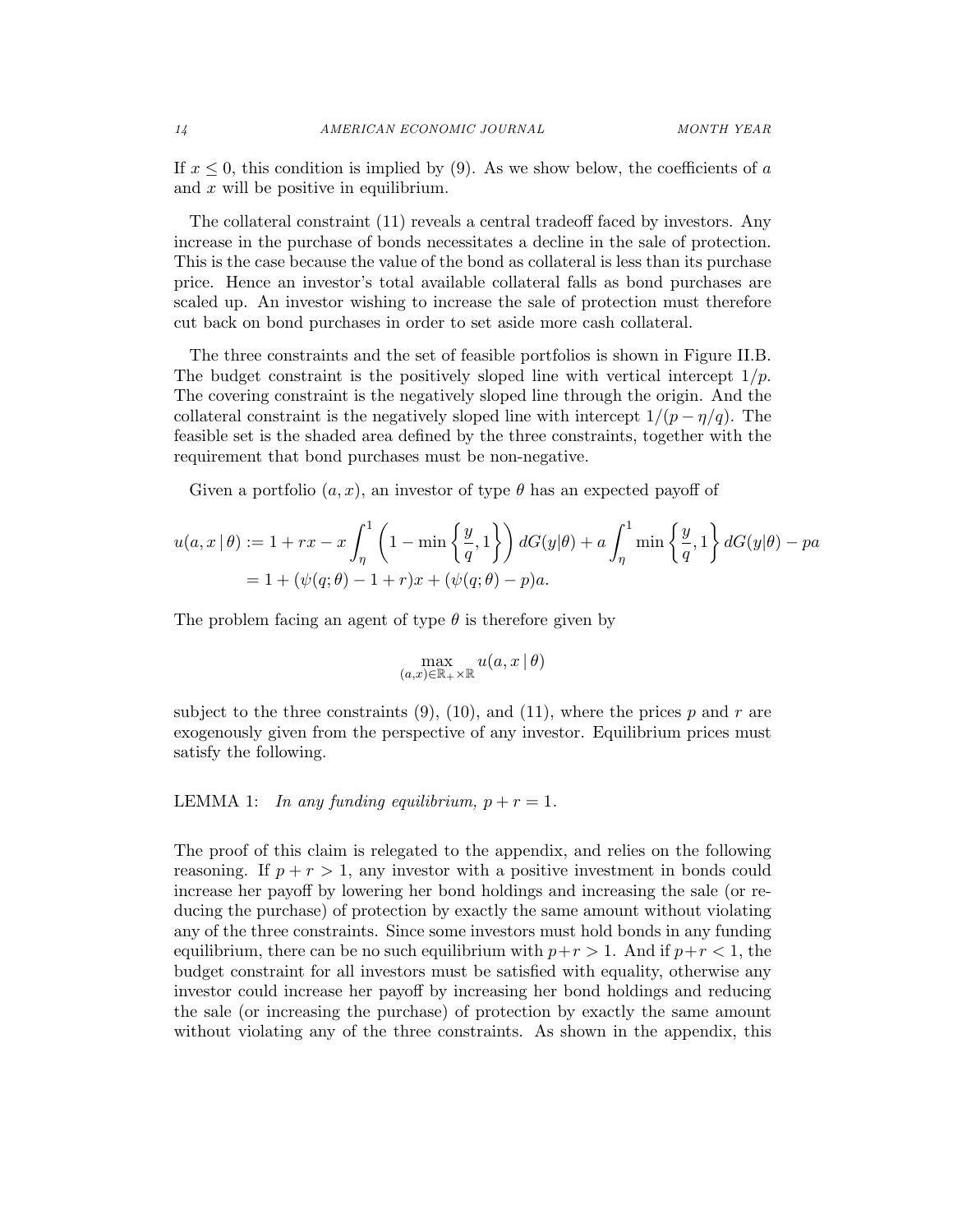If $x \leq 0$, this condition is implied by (9). As we show below, the coefficients of $a$ and $x$ will be positive in equilibrium.

The collateral constraint (11) reveals a central tradeoff faced by investors. Any increase in the purchase of bonds necessitates a decline in the sale of protection. This is the case because the value of the bond as collateral is less than its purchase price. Hence an investor's total available collateral falls as bond purchases are scaled up. An investor wishing to increase the sale of protection must therefore cut back on bond purchases in order to set aside more cash collateral.

The three constraints and the set of feasible portfolios is shown in Figure II.B. The budget constraint is the positively sloped line with vertical intercept $1/p$. The covering constraint is the negatively sloped line through the origin. And the collateral constraint is the negatively sloped line with intercept $1/(p - \eta/q)$. The feasible set is the shaded area defined by the three constraints, together with the requirement that bond purchases must be non-negative.

Given a portfolio $(a, x)$, an investor of type $\theta$ has an expected payoff of

$$
\begin{aligned}
u(a, x \mid \theta) &:= 1 + rx - x \int_{\eta}^{1} \left(1 - \min\left\{\frac{y}{q}, 1\right\}\right) dG(y|\theta) + a \int_{\eta}^{1} \min\left\{\frac{y}{q}, 1\right\} dG(y|\theta) - pa \\
&= 1 + (\psi(q; \theta) - 1 + r)x + (\psi(q; \theta) - p)a.
\end{aligned}
$$

The problem facing an agent of type $\theta$ is therefore given by

$$
\max_{(a,x) \in \mathbb{R}_{+} \times \mathbb{R}} u(a, x \mid \theta)
$$

subject to the three constraints (9), (10), and (11), where the prices $p$ and $r$ are exogenously given from the perspective of any investor. Equilibrium prices must satisfy the following.

LEMMA 1: *In any funding equilibrium, $p + r = 1$.*

The proof of this claim is relegated to the appendix, and relies on the following reasoning. If $p + r > 1$, any investor with a positive investment in bonds could increase her payoff by lowering her bond holdings and increasing the sale (or reducing the purchase) of protection by exactly the same amount without violating any of the three constraints. Since some investors must hold bonds in any funding equilibrium, there can be no such equilibrium with $p + r > 1$. And if $p + r < 1$, the budget constraint for all investors must be satisfied with equality, otherwise any investor could increase her payoff by increasing her bond holdings and reducing the sale (or increasing the purchase) of protection by exactly the same amount without violating any of the three constraints. As shown in the appendix, this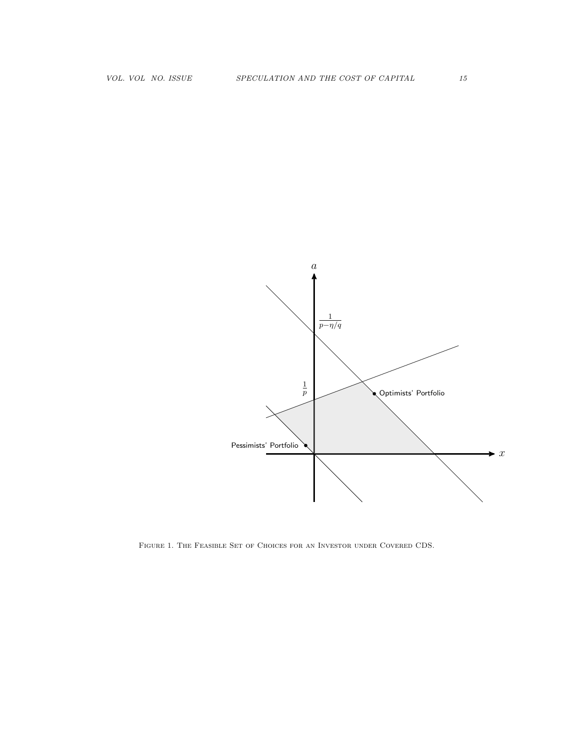FIGURE 1. THE FEASIBLE SET OF CHOICES FOR AN INVESTOR UNDER COVERED CDS.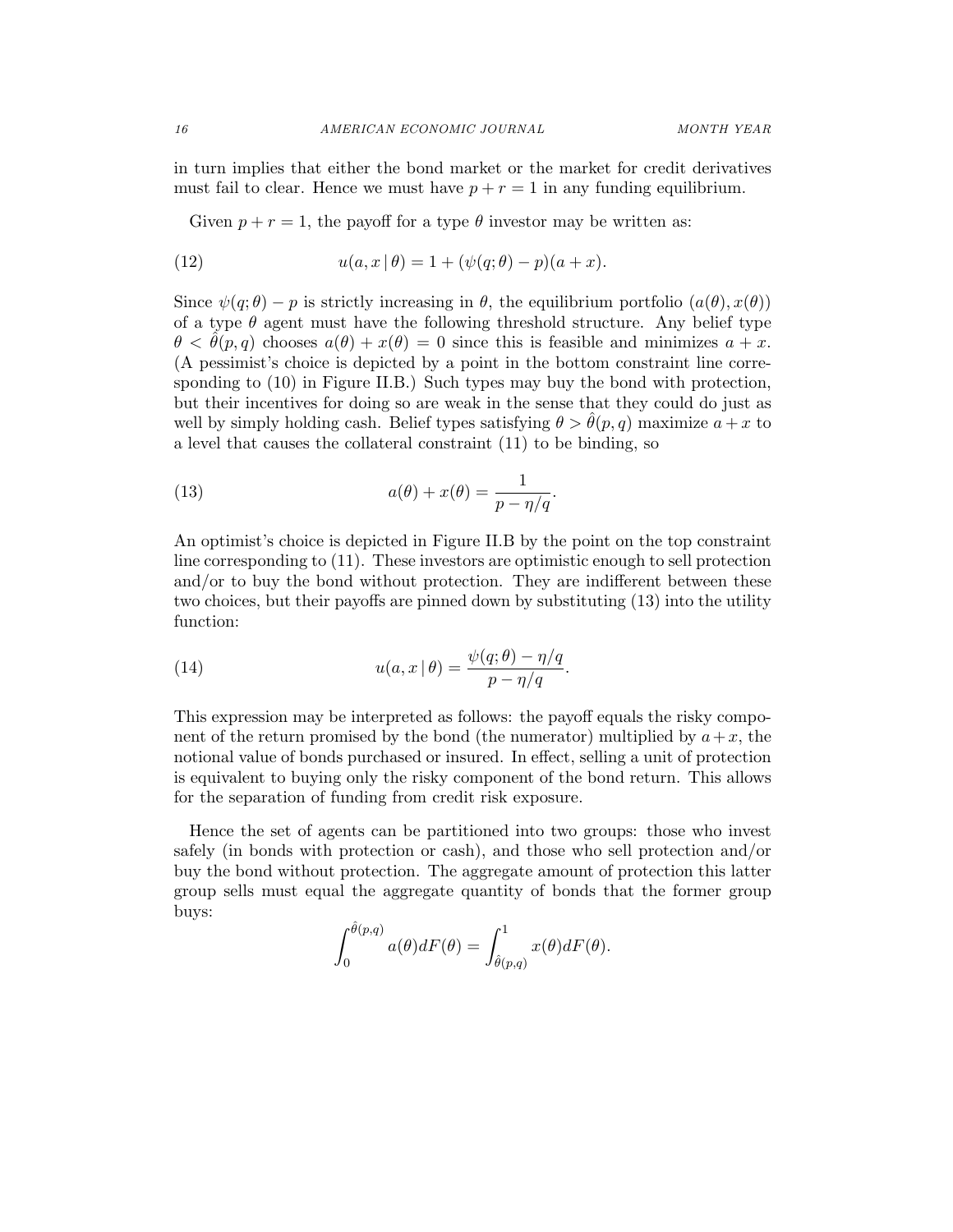in turn implies that either the bond market or the market for credit derivatives must fail to clear. Hence we must have $p + r = 1$ in any funding equilibrium.

Given $p + r = 1$, the payoff for a type $\theta$ investor may be written as:

$$u(a, x \mid \theta) = 1 + (\psi(q; \theta) - p)(a + x). \tag{12}$$

Since $\psi(q;\theta) - p$ is strictly increasing in $\theta$, the equilibrium portfolio $(a(\theta), x(\theta))$ of a type $\theta$ agent must have the following threshold structure. Any belief type $\theta < \hat{\theta}(p, q)$ chooses $a(\theta) + x(\theta) = 0$ since this is feasible and minimizes $a + x$. (A pessimist's choice is depicted by a point in the bottom constraint line corresponding to (10) in Figure II.B.) Such types may buy the bond with protection, but their incentives for doing so are weak in the sense that they could do just as well by simply holding cash. Belief types satisfying $\theta > \hat{\theta}(p, q)$ maximize $a + x$ to a level that causes the collateral constraint (11) to be binding, so

$$a(\theta) + x(\theta) = \frac{1}{p - \eta/q}. \tag{13}$$

An optimist's choice is depicted in Figure II.B by the point on the top constraint line corresponding to (11). These investors are optimistic enough to sell protection and/or to buy the bond without protection. They are indifferent between these two choices, but their payoffs are pinned down by substituting (13) into the utility function:

$$u(a, x \mid \theta) = \frac{\psi(q; \theta) - \eta/q}{p - \eta/q}. \tag{14}$$

This expression may be interpreted as follows: the payoff equals the risky component of the return promised by the bond (the numerator) multiplied by $a + x$, the notional value of bonds purchased or insured. In effect, selling a unit of protection is equivalent to buying only the risky component of the bond return. This allows for the separation of funding from credit risk exposure.

Hence the set of agents can be partitioned into two groups: those who invest safely (in bonds with protection or cash), and those who sell protection and/or buy the bond without protection. The aggregate amount of protection this latter group sells must equal the aggregate quantity of bonds that the former group buys:

$$\int_0^{\hat{\theta}(p,q)} a(\theta) dF(\theta) = \int_{\hat{\theta}(p,q)}^1 x(\theta) dF(\theta).$$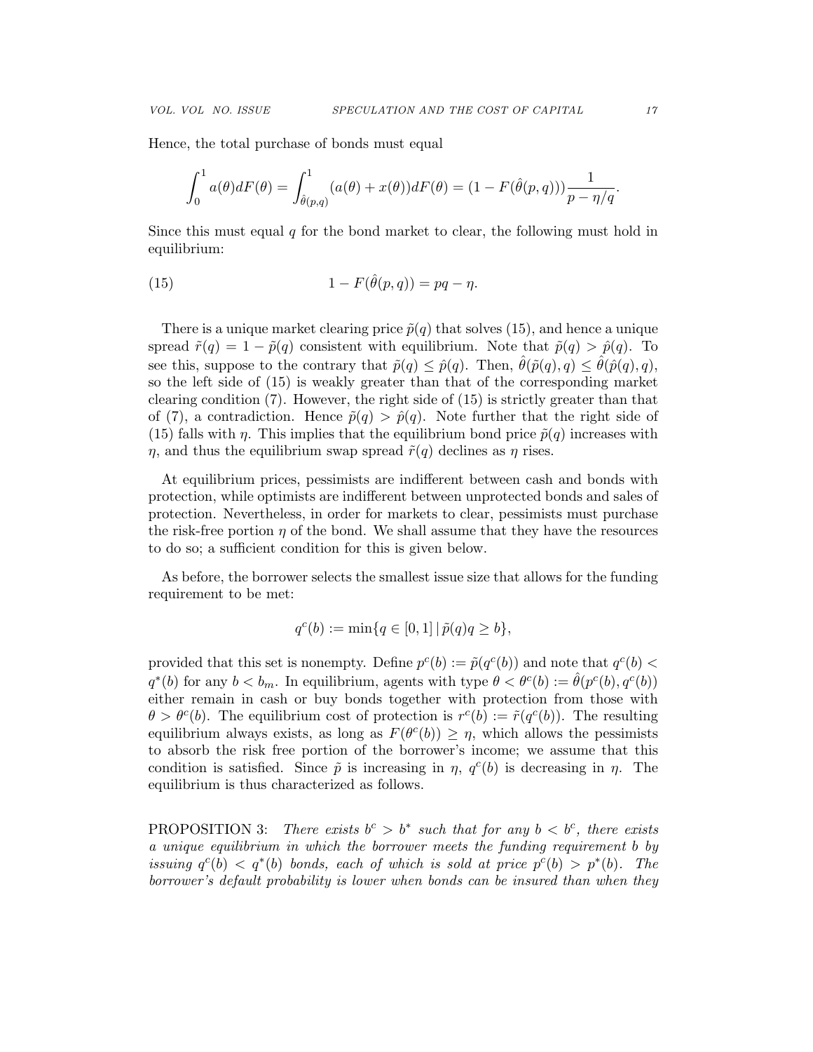Hence, the total purchase of bonds must equal

$$\int_0^1 a(\theta)dF(\theta) = \int_{\hat{\theta}(p,q)}^1 (a(\theta) + x(\theta))dF(\theta) = (1 - F(\hat{\theta}(p,q)))\frac{1}{p - \eta/q}.$$

Since this must equal $q$ for the bond market to clear, the following must hold in equilibrium:

$$1 - F(\hat{\theta}(p,q)) = pq - \eta. \tag{15}$$

There is a unique market clearing price $\tilde{p}(q)$ that solves (15), and hence a unique spread $\tilde{r}(q) = 1 - \tilde{p}(q)$ consistent with equilibrium. Note that $\tilde{p}(q) > \hat{p}(q)$. To see this, suppose to the contrary that $\tilde{p}(q) \leq \hat{p}(q)$. Then, $\hat{\theta}(\tilde{p}(q), q) \leq \hat{\theta}(\hat{p}(q), q)$, so the left side of (15) is weakly greater than that of the corresponding market clearing condition (7). However, the right side of (15) is strictly greater than that of (7), a contradiction. Hence $\tilde{p}(q) > \hat{p}(q)$. Note further that the right side of (15) falls with $\eta$. This implies that the equilibrium bond price $\tilde{p}(q)$ increases with $\eta$, and thus the equilibrium swap spread $\tilde{r}(q)$ declines as $\eta$ rises.

At equilibrium prices, pessimists are indifferent between cash and bonds with protection, while optimists are indifferent between unprotected bonds and sales of protection. Nevertheless, in order for markets to clear, pessimists must purchase the risk-free portion $\eta$ of the bond. We shall assume that they have the resources to do so; a sufficient condition for this is given below.

As before, the borrower selects the smallest issue size that allows for the funding requirement to be met:

$$q^c(b) := \min\{q \in [0,1] \,|\, \tilde{p}(q)q \geq b\},$$

provided that this set is nonempty. Define $p^c(b) := \tilde{p}(q^c(b))$ and note that $q^c(b) < q^*(b)$ for any $b < b_m$. In equilibrium, agents with type $\theta < \theta^c(b) := \hat{\theta}(p^c(b), q^c(b))$ either remain in cash or buy bonds together with protection from those with $\theta > \theta^c(b)$. The equilibrium cost of protection is $r^c(b) := \tilde{r}(q^c(b))$. The resulting equilibrium always exists, as long as $F(\theta^c(b)) \geq \eta$, which allows the pessimists to absorb the risk free portion of the borrower's income; we assume that this condition is satisfied. Since $\tilde{p}$ is increasing in $\eta$, $q^c(b)$ is decreasing in $\eta$. The equilibrium is thus characterized as follows.

PROPOSITION 3: *There exists $b^c > b^*$ such that for any $b < b^c$, there exists a unique equilibrium in which the borrower meets the funding requirement $b$ by issuing $q^c(b) < q^*(b)$ bonds, each of which is sold at price $p^c(b) > p^*(b)$. The borrower's default probability is lower when bonds can be insured than when they*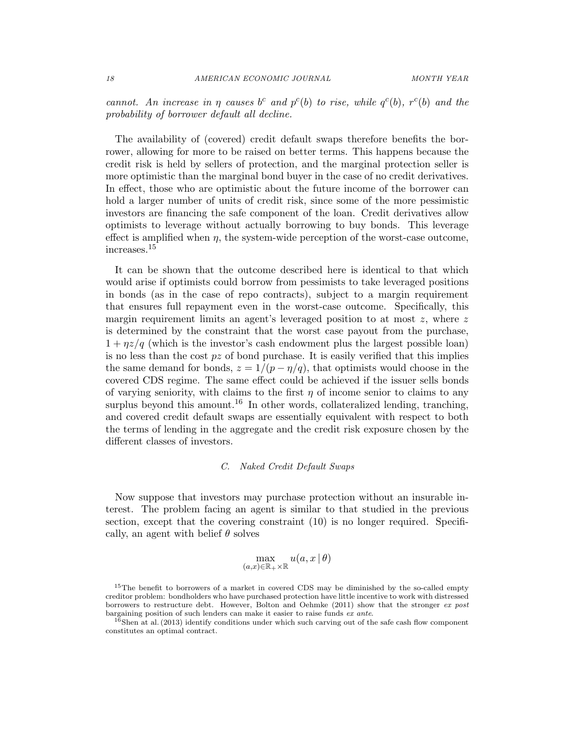*cannot. An increase in $\eta$ causes $b^c$ and $p^c(b)$ to rise, while $q^c(b)$, $r^c(b)$ and the probability of borrower default all decline.*

The availability of (covered) credit default swaps therefore benefits the borrower, allowing for more to be raised on better terms. This happens because the credit risk is held by sellers of protection, and the marginal protection seller is more optimistic than the marginal bond buyer in the case of no credit derivatives. In effect, those who are optimistic about the future income of the borrower can hold a larger number of units of credit risk, since some of the more pessimistic investors are financing the safe component of the loan. Credit derivatives allow optimists to leverage without actually borrowing to buy bonds. This leverage effect is amplified when $\eta$, the system-wide perception of the worst-case outcome, increases.[15]

It can be shown that the outcome described here is identical to that which would arise if optimists could borrow from pessimists to take leveraged positions in bonds (as in the case of repo contracts), subject to a margin requirement that ensures full repayment even in the worst-case outcome. Specifically, this margin requirement limits an agent's leveraged position to at most $z$, where $z$ is determined by the constraint that the worst case payout from the purchase, $1 + \eta z/q$ (which is the investor's cash endowment plus the largest possible loan) is no less than the cost $pz$ of bond purchase. It is easily verified that this implies the same demand for bonds, $z = 1/(p - \eta/q)$, that optimists would choose in the covered CDS regime. The same effect could be achieved if the issuer sells bonds of varying seniority, with claims to the first $\eta$ of income senior to claims to any surplus beyond this amount.[16] In other words, collateralized lending, tranching, and covered credit default swaps are essentially equivalent with respect to both the terms of lending in the aggregate and the credit risk exposure chosen by the different classes of investors.

### C. Naked Credit Default Swaps

Now suppose that investors may purchase protection without an insurable interest. The problem facing an agent is similar to that studied in the previous section, except that the covering constraint (10) is no longer required. Specifically, an agent with belief $\theta$ solves

$$\max_{(a,x)\in\mathbb{R}_+\times\mathbb{R}} u(a, x \mid \theta)$$

[15] The benefit to borrowers of a market in covered CDS may be diminished by the so-called empty creditor problem: bondholders who have purchased protection have little incentive to work with distressed borrowers to restructure debt. However, Bolton and Oehmke (2011) show that the stronger *ex post* bargaining position of such lenders can make it easier to raise funds *ex ante*.

[16] Shen at al. (2013) identify conditions under which such carving out of the safe cash flow component constitutes an optimal contract.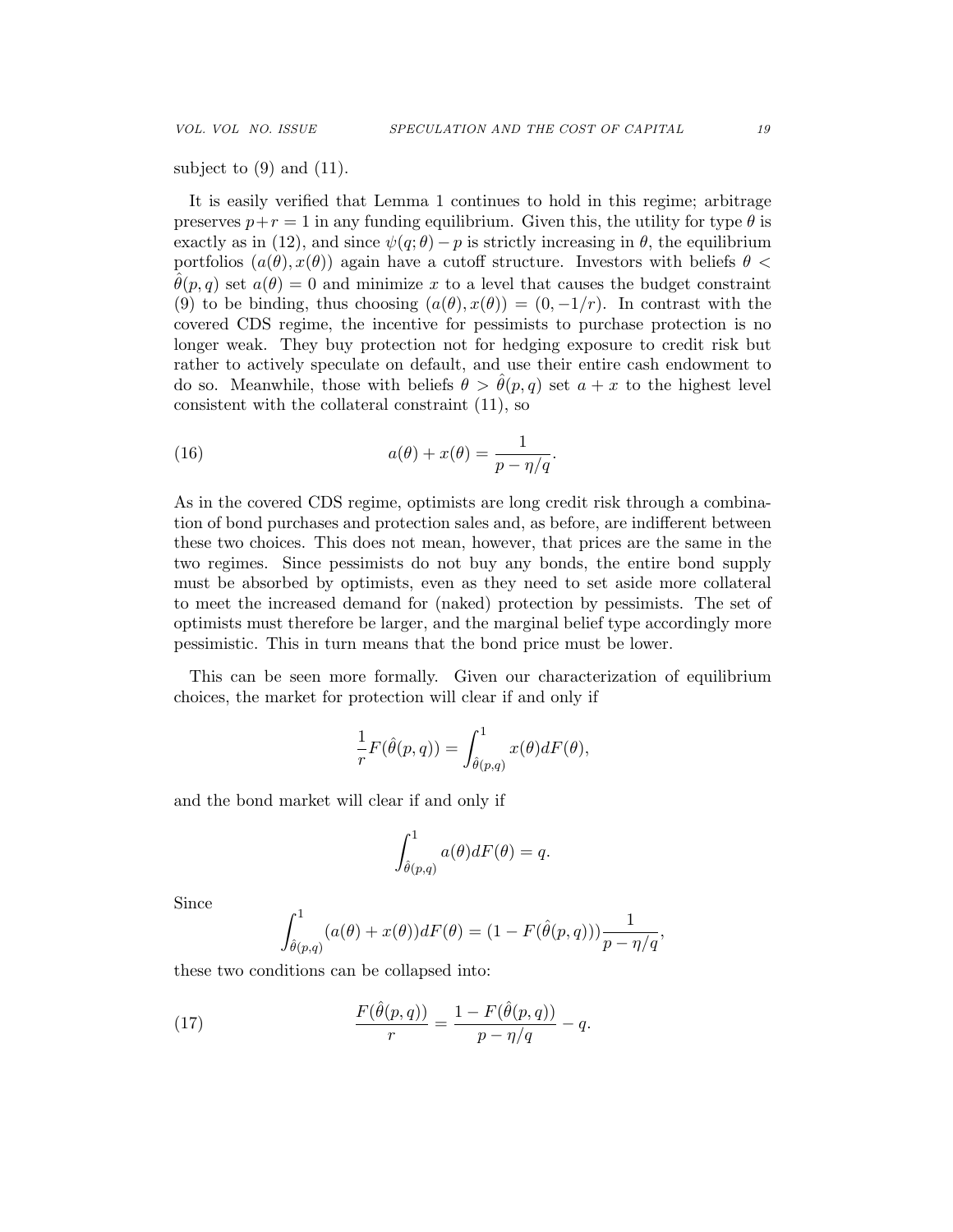subject to (9) and (11).

It is easily verified that Lemma 1 continues to hold in this regime; arbitrage preserves $p+r=1$ in any funding equilibrium. Given this, the utility for type $\theta$ is exactly as in (12), and since $\psi(q;\theta)-p$ is strictly increasing in $\theta$, the equilibrium portfolios $(a(\theta),x(\theta))$ again have a cutoff structure. Investors with beliefs $\theta < \hat{\theta}(p,q)$ set $a(\theta)=0$ and minimize $x$ to a level that causes the budget constraint (9) to be binding, thus choosing $(a(\theta),x(\theta))=(0,-1/r)$. In contrast with the covered CDS regime, the incentive for pessimists to purchase protection is no longer weak. They buy protection not for hedging exposure to credit risk but rather to actively speculate on default, and use their entire cash endowment to do so. Meanwhile, those with beliefs $\theta > \hat{\theta}(p,q)$ set $a+x$ to the highest level consistent with the collateral constraint (11), so

$$a(\theta)+x(\theta)=\frac{1}{p-\eta/q}. \tag{16}$$

As in the covered CDS regime, optimists are long credit risk through a combination of bond purchases and protection sales and, as before, are indifferent between these two choices. This does not mean, however, that prices are the same in the two regimes. Since pessimists do not buy any bonds, the entire bond supply must be absorbed by optimists, even as they need to set aside more collateral to meet the increased demand for (naked) protection by pessimists. The set of optimists must therefore be larger, and the marginal belief type accordingly more pessimistic. This in turn means that the bond price must be lower.

This can be seen more formally. Given our characterization of equilibrium choices, the market for protection will clear if and only if

$$\frac{1}{r}F(\hat{\theta}(p,q))=\int_{\hat{\theta}(p,q)}^{1}x(\theta)dF(\theta),$$

and the bond market will clear if and only if

$$\int_{\hat{\theta}(p,q)}^{1}a(\theta)dF(\theta)=q.$$

Since

$$\int_{\hat{\theta}(p,q)}^{1}(a(\theta)+x(\theta))dF(\theta)=(1-F(\hat{\theta}(p,q)))\frac{1}{p-\eta/q},$$

these two conditions can be collapsed into:

$$\frac{F(\hat{\theta}(p,q))}{r}=\frac{1-F(\hat{\theta}(p,q))}{p-\eta/q}-q. \tag{17}$$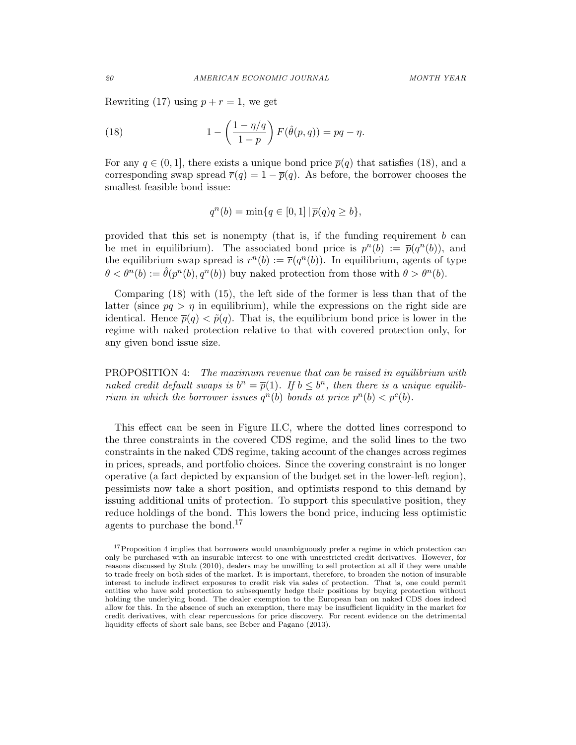Rewriting (17) using $p + r = 1$, we get

$$1 - \left(\frac{1 - \eta/q}{1 - p}\right) F(\hat{\theta}(p, q)) = pq - \eta. \tag{18}$$

For any $q \in (0, 1]$, there exists a unique bond price $\overline{p}(q)$ that satisfies (18), and a corresponding swap spread $\overline{r}(q) = 1 - \overline{p}(q)$. As before, the borrower chooses the smallest feasible bond issue:

$$q^n(b) = \min\{q \in [0, 1] \,|\, \overline{p}(q)q \geq b\},$$

provided that this set is nonempty (that is, if the funding requirement $b$ can be met in equilibrium). The associated bond price is $p^n(b) := \overline{p}(q^n(b))$, and the equilibrium swap spread is $r^n(b) := \overline{r}(q^n(b))$. In equilibrium, agents of type $\theta < \theta^n(b) := \hat{\theta}(p^n(b), q^n(b))$ buy naked protection from those with $\theta > \theta^n(b)$.

Comparing (18) with (15), the left side of the former is less than that of the latter (since $pq > \eta$ in equilibrium), while the expressions on the right side are identical. Hence $\overline{p}(q) < \tilde{p}(q)$. That is, the equilibrium bond price is lower in the regime with naked protection relative to that with covered protection only, for any given bond issue size.

PROPOSITION 4: *The maximum revenue that can be raised in equilibrium with naked credit default swaps is $b^n = \overline{p}(1)$. If $b \leq b^n$, then there is a unique equilibrium in which the borrower issues $q^n(b)$ bonds at price $p^n(b) < p^c(b)$.*

This effect can be seen in Figure II.C, where the dotted lines correspond to the three constraints in the covered CDS regime, and the solid lines to the two constraints in the naked CDS regime, taking account of the changes across regimes in prices, spreads, and portfolio choices. Since the covering constraint is no longer operative (a fact depicted by expansion of the budget set in the lower-left region), pessimists now take a short position, and optimists respond to this demand by issuing additional units of protection. To support this speculative position, they reduce holdings of the bond. This lowers the bond price, inducing less optimistic agents to purchase the bond.[17]

[17] Proposition 4 implies that borrowers would unambiguously prefer a regime in which protection can only be purchased with an insurable interest to one with unrestricted credit derivatives. However, for reasons discussed by Stulz (2010), dealers may be unwilling to sell protection at all if they were unable to trade freely on both sides of the market. It is important, therefore, to broaden the notion of insurable interest to include indirect exposures to credit risk via sales of protection. That is, one could permit entities who have sold protection to subsequently hedge their positions by buying protection without holding the underlying bond. The dealer exemption to the European ban on naked CDS does indeed allow for this. In the absence of such an exemption, there may be insufficient liquidity in the market for credit derivatives, with clear repercussions for price discovery. For recent evidence on the detrimental liquidity effects of short sale bans, see Beber and Pagano (2013).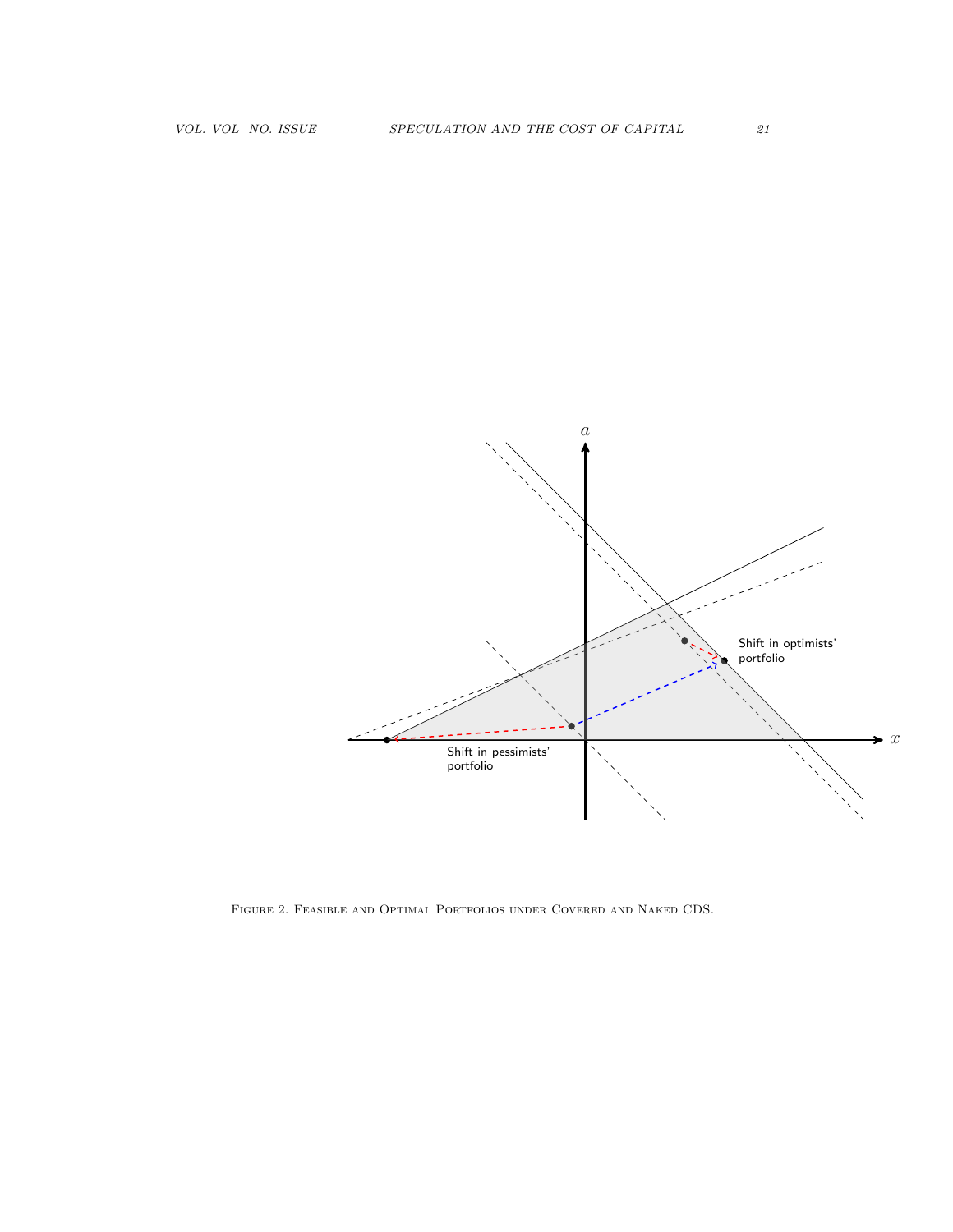Figure 2. Feasible and Optimal Portfolios under Covered and Naked CDS.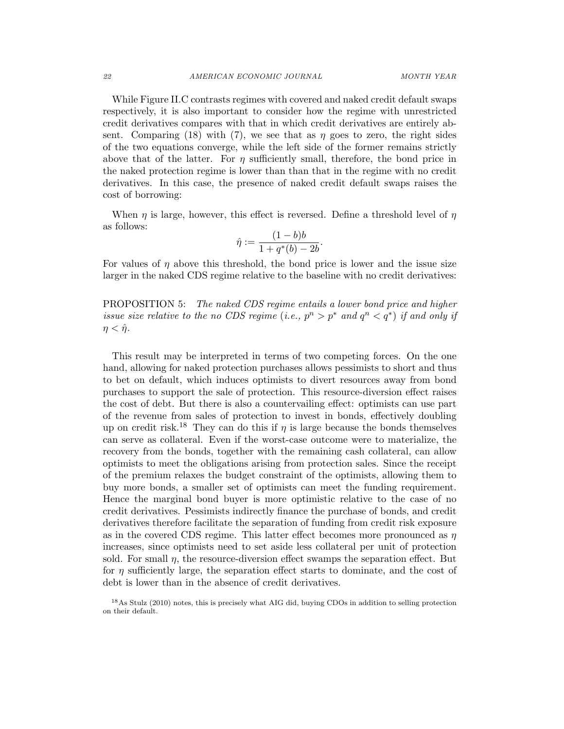While Figure II.C contrasts regimes with covered and naked credit default swaps respectively, it is also important to consider how the regime with unrestricted credit derivatives compares with that in which credit derivatives are entirely absent. Comparing (18) with (7), we see that as $\eta$ goes to zero, the right sides of the two equations converge, while the left side of the former remains strictly above that of the latter. For $\eta$ sufficiently small, therefore, the bond price in the naked protection regime is lower than than that in the regime with no credit derivatives. In this case, the presence of naked credit default swaps raises the cost of borrowing:

When $\eta$ is large, however, this effect is reversed. Define a threshold level of $\eta$ as follows:

$$\hat{\eta} := \frac{(1-b)b}{1+q^*(b)-2b}.$$

For values of $\eta$ above this threshold, the bond price is lower and the issue size larger in the naked CDS regime relative to the baseline with no credit derivatives:

PROPOSITION 5: *The naked CDS regime entails a lower bond price and higher issue size relative to the no CDS regime (i.e., $p^n > p^*$ and $q^n < q^*$) if and only if $\eta < \hat{\eta}$.*

This result may be interpreted in terms of two competing forces. On the one hand, allowing for naked protection purchases allows pessimists to short and thus to bet on default, which induces optimists to divert resources away from bond purchases to support the sale of protection. This resource-diversion effect raises the cost of debt. But there is also a countervailing effect: optimists can use part of the revenue from sales of protection to invest in bonds, effectively doubling up on credit risk.[18] They can do this if $\eta$ is large because the bonds themselves can serve as collateral. Even if the worst-case outcome were to materialize, the recovery from the bonds, together with the remaining cash collateral, can allow optimists to meet the obligations arising from protection sales. Since the receipt of the premium relaxes the budget constraint of the optimists, allowing them to buy more bonds, a smaller set of optimists can meet the funding requirement. Hence the marginal bond buyer is more optimistic relative to the case of no credit derivatives. Pessimists indirectly finance the purchase of bonds, and credit derivatives therefore facilitate the separation of funding from credit risk exposure as in the covered CDS regime. This latter effect becomes more pronounced as $\eta$ increases, since optimists need to set aside less collateral per unit of protection sold. For small $\eta$, the resource-diversion effect swamps the separation effect. But for $\eta$ sufficiently large, the separation effect starts to dominate, and the cost of debt is lower than in the absence of credit derivatives.

[18] As Stulz (2010) notes, this is precisely what AIG did, buying CDOs in addition to selling protection on their default.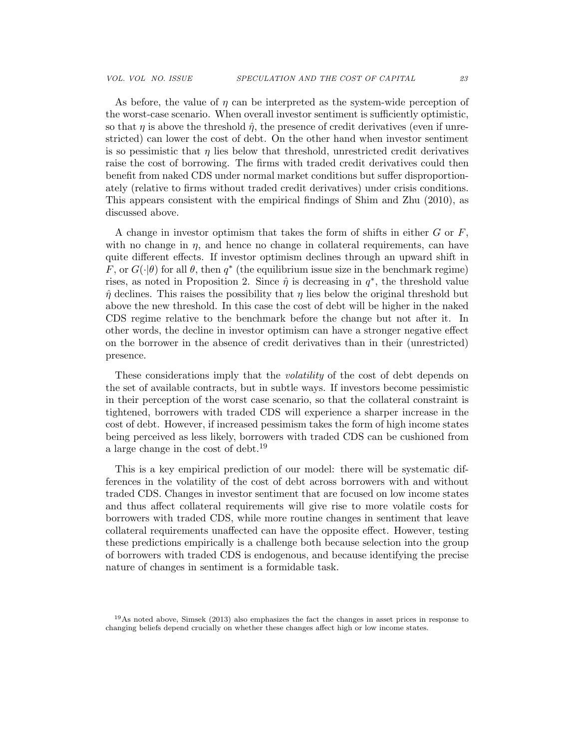As before, the value of $\eta$ can be interpreted as the system-wide perception of the worst-case scenario. When overall investor sentiment is sufficiently optimistic, so that $\eta$ is above the threshold $\hat{\eta}$, the presence of credit derivatives (even if unrestricted) can lower the cost of debt. On the other hand when investor sentiment is so pessimistic that $\eta$ lies below that threshold, unrestricted credit derivatives raise the cost of borrowing. The firms with traded credit derivatives could then benefit from naked CDS under normal market conditions but suffer disproportionately (relative to firms without traded credit derivatives) under crisis conditions. This appears consistent with the empirical findings of Shim and Zhu (2010), as discussed above.

A change in investor optimism that takes the form of shifts in either $G$ or $F$, with no change in $\eta$, and hence no change in collateral requirements, can have quite different effects. If investor optimism declines through an upward shift in $F$, or $G(\cdot|\theta)$ for all $\theta$, then $q^*$ (the equilibrium issue size in the benchmark regime) rises, as noted in Proposition 2. Since $\hat{\eta}$ is decreasing in $q^*$, the threshold value $\hat{\eta}$ declines. This raises the possibility that $\eta$ lies below the original threshold but above the new threshold. In this case the cost of debt will be higher in the naked CDS regime relative to the benchmark before the change but not after it. In other words, the decline in investor optimism can have a stronger negative effect on the borrower in the absence of credit derivatives than in their (unrestricted) presence.

These considerations imply that the *volatility* of the cost of debt depends on the set of available contracts, but in subtle ways. If investors become pessimistic in their perception of the worst case scenario, so that the collateral constraint is tightened, borrowers with traded CDS will experience a sharper increase in the cost of debt. However, if increased pessimism takes the form of high income states being perceived as less likely, borrowers with traded CDS can be cushioned from a large change in the cost of debt.[19]

This is a key empirical prediction of our model: there will be systematic differences in the volatility of the cost of debt across borrowers with and without traded CDS. Changes in investor sentiment that are focused on low income states and thus affect collateral requirements will give rise to more volatile costs for borrowers with traded CDS, while more routine changes in sentiment that leave collateral requirements unaffected can have the opposite effect. However, testing these predictions empirically is a challenge both because selection into the group of borrowers with traded CDS is endogenous, and because identifying the precise nature of changes in sentiment is a formidable task.

[19] As noted above, Simsek (2013) also emphasizes the fact the changes in asset prices in response to changing beliefs depend crucially on whether these changes affect high or low income states.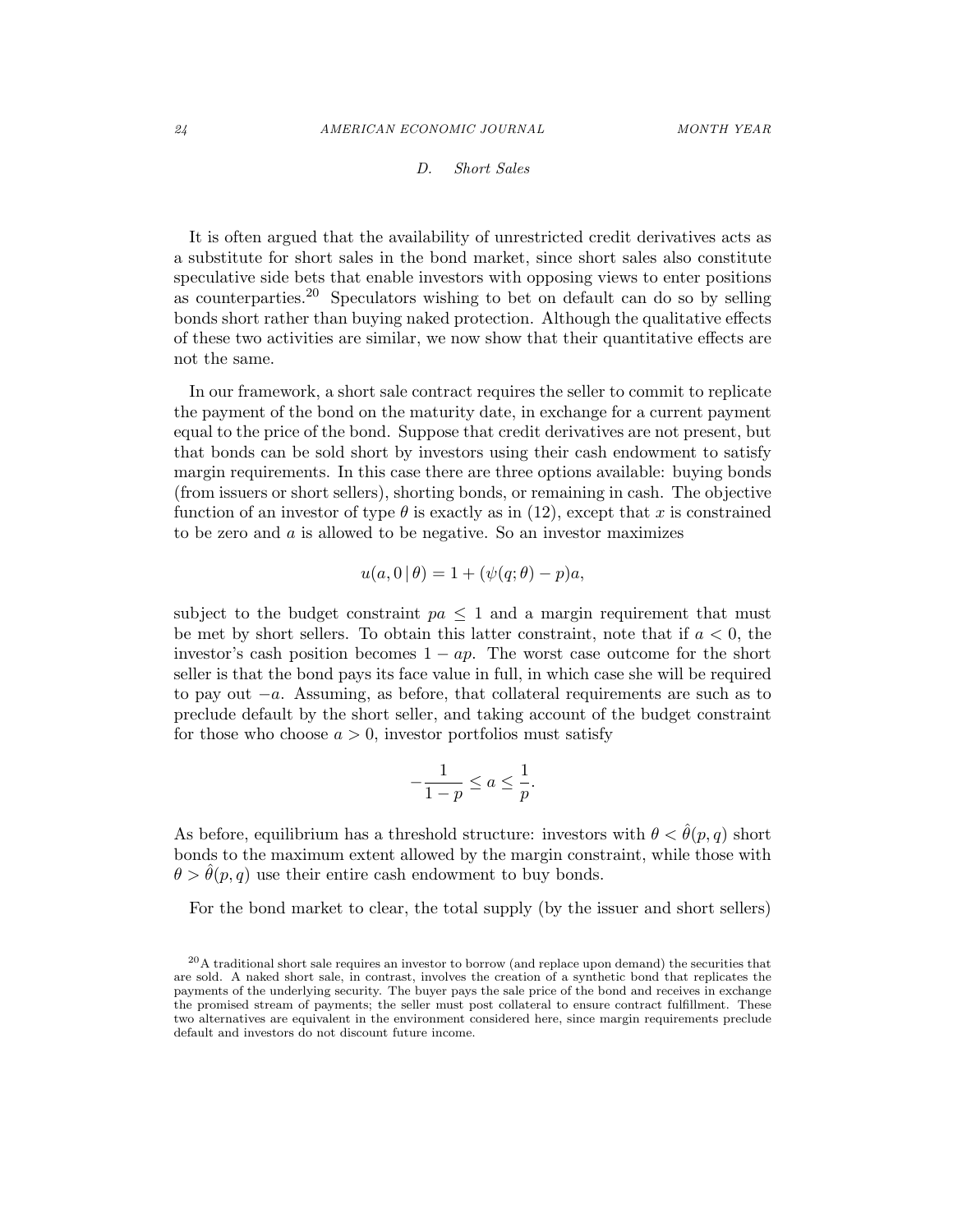### D. *Short Sales*

It is often argued that the availability of unrestricted credit derivatives acts as a substitute for short sales in the bond market, since short sales also constitute speculative side bets that enable investors with opposing views to enter positions as counterparties.[20] Speculators wishing to bet on default can do so by selling bonds short rather than buying naked protection. Although the qualitative effects of these two activities are similar, we now show that their quantitative effects are not the same.

In our framework, a short sale contract requires the seller to commit to replicate the payment of the bond on the maturity date, in exchange for a current payment equal to the price of the bond. Suppose that credit derivatives are not present, but that bonds can be sold short by investors using their cash endowment to satisfy margin requirements. In this case there are three options available: buying bonds (from issuers or short sellers), shorting bonds, or remaining in cash. The objective function of an investor of type $\theta$ is exactly as in (12), except that $x$ is constrained to be zero and $a$ is allowed to be negative. So an investor maximizes

$$u(a, 0 \mid \theta) = 1 + (\psi(q; \theta) - p)a,$$

subject to the budget constraint $pa \leq 1$ and a margin requirement that must be met by short sellers. To obtain this latter constraint, note that if $a < 0$, the investor's cash position becomes $1 - ap$. The worst case outcome for the short seller is that the bond pays its face value in full, in which case she will be required to pay out $-a$. Assuming, as before, that collateral requirements are such as to preclude default by the short seller, and taking account of the budget constraint for those who choose $a > 0$, investor portfolios must satisfy

$$-\frac{1}{1-p} \leq a \leq \frac{1}{p}.$$

As before, equilibrium has a threshold structure: investors with $\theta < \hat{\theta}(p, q)$ short bonds to the maximum extent allowed by the margin constraint, while those with $\theta > \hat{\theta}(p, q)$ use their entire cash endowment to buy bonds.

For the bond market to clear, the total supply (by the issuer and short sellers)

[20] A traditional short sale requires an investor to borrow (and replace upon demand) the securities that are sold. A naked short sale, in contrast, involves the creation of a synthetic bond that replicates the payments of the underlying security. The buyer pays the sale price of the bond and receives in exchange the promised stream of payments; the seller must post collateral to ensure contract fulfillment. These two alternatives are equivalent in the environment considered here, since margin requirements preclude default and investors do not discount future income.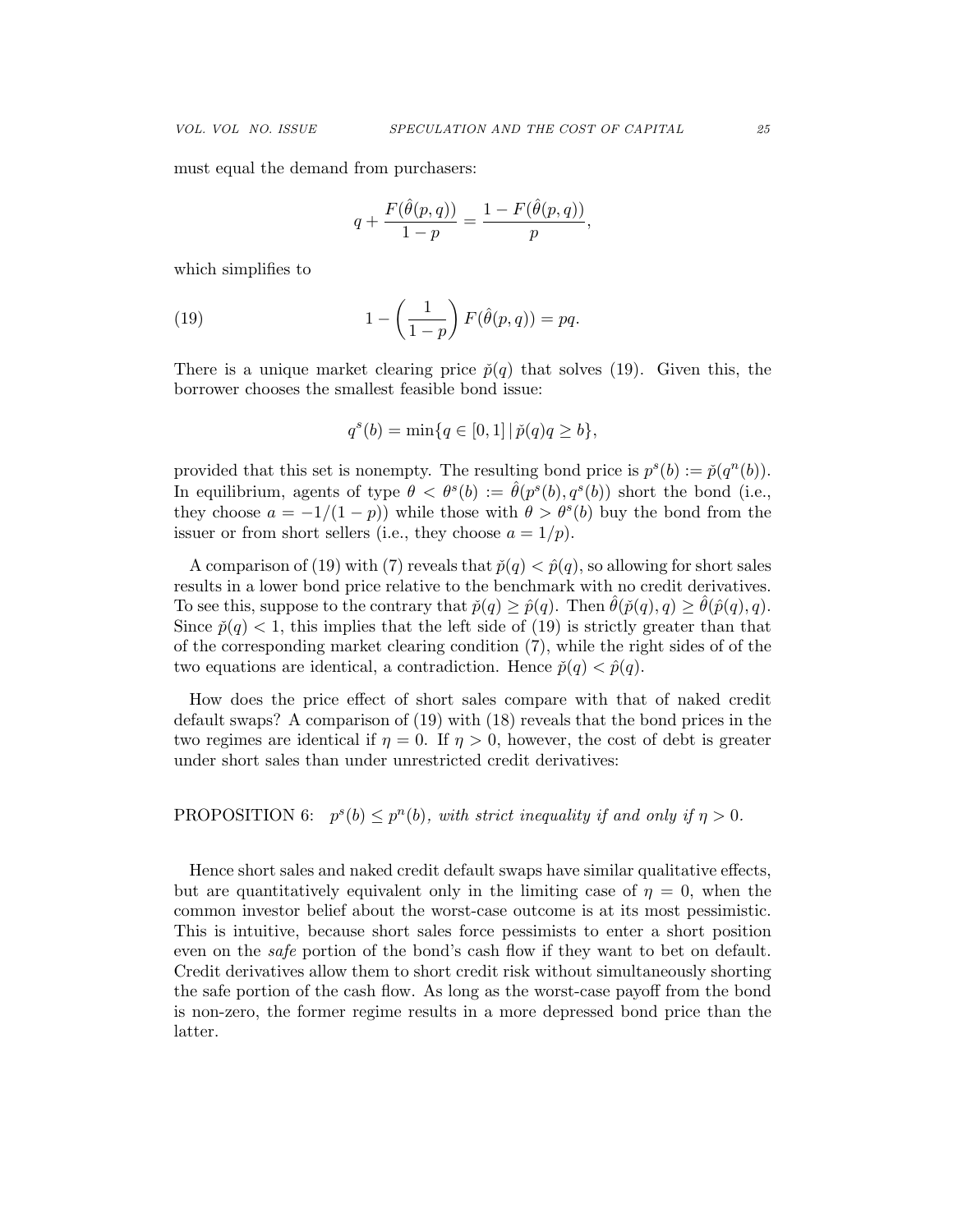must equal the demand from purchasers:

$$q + \frac{F(\hat{\theta}(p,q))}{1-p} = \frac{1 - F(\hat{\theta}(p,q))}{p},$$

which simplifies to

$$1 - \left(\frac{1}{1-p}\right) F(\hat{\theta}(p,q)) = pq. \tag{19}$$

There is a unique market clearing price $\check{p}(q)$ that solves (19). Given this, the borrower chooses the smallest feasible bond issue:

$$q^s(b) = \min\{q \in [0,1] \,|\, \check{p}(q)q \geq b\},$$

provided that this set is nonempty. The resulting bond price is $p^s(b) := \check{p}(q^n(b))$. In equilibrium, agents of type $\theta < \theta^s(b) := \hat{\theta}(p^s(b), q^s(b))$ short the bond (i.e., they choose $a = -1/(1-p)$) while those with $\theta > \theta^s(b)$ buy the bond from the issuer or from short sellers (i.e., they choose $a = 1/p$).

A comparison of (19) with (7) reveals that $\check{p}(q) < \hat{p}(q)$, so allowing for short sales results in a lower bond price relative to the benchmark with no credit derivatives. To see this, suppose to the contrary that $\check{p}(q) \geq \hat{p}(q)$. Then $\hat{\theta}(\check{p}(q), q) \geq \hat{\theta}(\hat{p}(q), q)$. Since $\check{p}(q) < 1$, this implies that the left side of (19) is strictly greater than that of the corresponding market clearing condition (7), while the right sides of of the two equations are identical, a contradiction. Hence $\check{p}(q) < \hat{p}(q)$.

How does the price effect of short sales compare with that of naked credit default swaps? A comparison of (19) with (18) reveals that the bond prices in the two regimes are identical if $\eta = 0$. If $\eta > 0$, however, the cost of debt is greater under short sales than under unrestricted credit derivatives:

PROPOSITION 6: *$p^s(b) \leq p^n(b)$, with strict inequality if and only if $\eta > 0$.*

Hence short sales and naked credit default swaps have similar qualitative effects, but are quantitatively equivalent only in the limiting case of $\eta = 0$, when the common investor belief about the worst-case outcome is at its most pessimistic. This is intuitive, because short sales force pessimists to enter a short position even on the *safe* portion of the bond's cash flow if they want to bet on default. Credit derivatives allow them to short credit risk without simultaneously shorting the safe portion of the cash flow. As long as the worst-case payoff from the bond is non-zero, the former regime results in a more depressed bond price than the latter.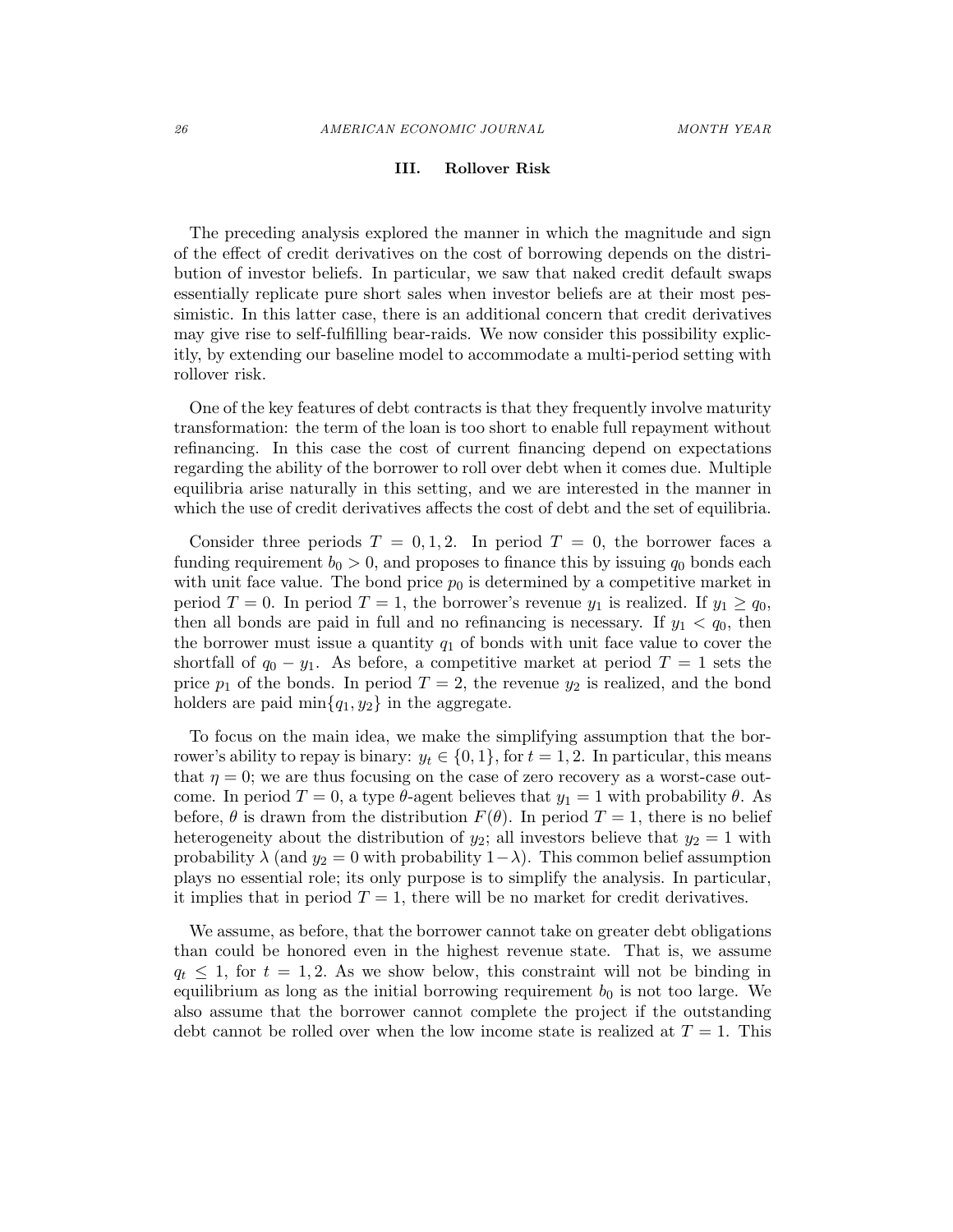## III. Rollover Risk

The preceding analysis explored the manner in which the magnitude and sign of the effect of credit derivatives on the cost of borrowing depends on the distribution of investor beliefs. In particular, we saw that naked credit default swaps essentially replicate pure short sales when investor beliefs are at their most pessimistic. In this latter case, there is an additional concern that credit derivatives may give rise to self-fulfilling bear-raids. We now consider this possibility explicitly, by extending our baseline model to accommodate a multi-period setting with rollover risk.

One of the key features of debt contracts is that they frequently involve maturity transformation: the term of the loan is too short to enable full repayment without refinancing. In this case the cost of current financing depend on expectations regarding the ability of the borrower to roll over debt when it comes due. Multiple equilibria arise naturally in this setting, and we are interested in the manner in which the use of credit derivatives affects the cost of debt and the set of equilibria.

Consider three periods $T = 0, 1, 2$. In period $T = 0$, the borrower faces a funding requirement $b_0 > 0$, and proposes to finance this by issuing $q_0$ bonds each with unit face value. The bond price $p_0$ is determined by a competitive market in period $T = 0$. In period $T = 1$, the borrower's revenue $y_1$ is realized. If $y_1 \geq q_0$, then all bonds are paid in full and no refinancing is necessary. If $y_1 < q_0$, then the borrower must issue a quantity $q_1$ of bonds with unit face value to cover the shortfall of $q_0 - y_1$. As before, a competitive market at period $T = 1$ sets the price $p_1$ of the bonds. In period $T = 2$, the revenue $y_2$ is realized, and the bond holders are paid $\min\{q_1, y_2\}$ in the aggregate.

To focus on the main idea, we make the simplifying assumption that the borrower's ability to repay is binary: $y_t \in \{0, 1\}$, for $t = 1, 2$. In particular, this means that $\eta = 0$; we are thus focusing on the case of zero recovery as a worst-case outcome. In period $T = 0$, a type $\theta$-agent believes that $y_1 = 1$ with probability $\theta$. As before, $\theta$ is drawn from the distribution $F(\theta)$. In period $T = 1$, there is no belief heterogeneity about the distribution of $y_2$; all investors believe that $y_2 = 1$ with probability $\lambda$ (and $y_2 = 0$ with probability $1-\lambda$). This common belief assumption plays no essential role; its only purpose is to simplify the analysis. In particular, it implies that in period $T = 1$, there will be no market for credit derivatives.

We assume, as before, that the borrower cannot take on greater debt obligations than could be honored even in the highest revenue state. That is, we assume $q_t \leq 1$, for $t = 1, 2$. As we show below, this constraint will not be binding in equilibrium as long as the initial borrowing requirement $b_0$ is not too large. We also assume that the borrower cannot complete the project if the outstanding debt cannot be rolled over when the low income state is realized at $T = 1$. This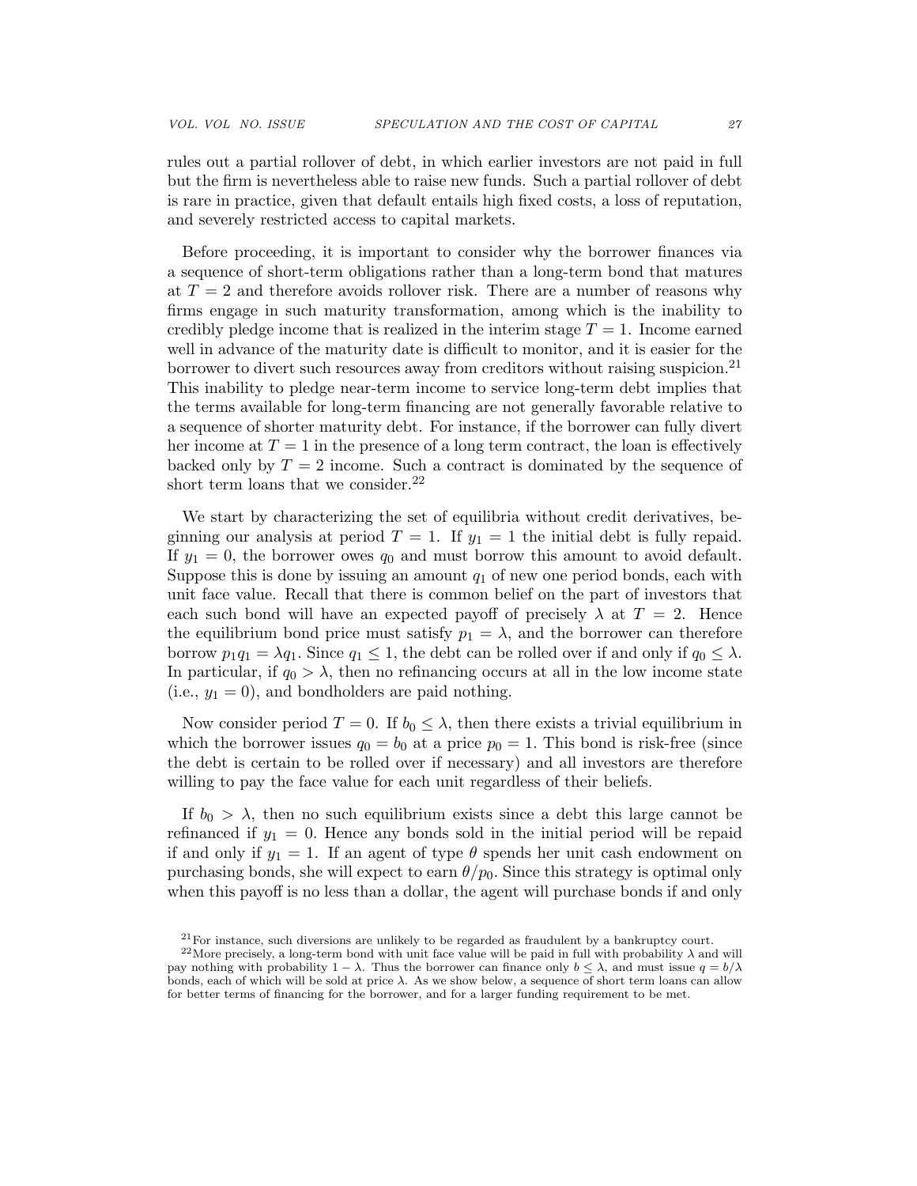rules out a partial rollover of debt, in which earlier investors are not paid in full but the firm is nevertheless able to raise new funds. Such a partial rollover of debt is rare in practice, given that default entails high fixed costs, a loss of reputation, and severely restricted access to capital markets.

Before proceeding, it is important to consider why the borrower finances via a sequence of short-term obligations rather than a long-term bond that matures at $T = 2$ and therefore avoids rollover risk. There are a number of reasons why firms engage in such maturity transformation, among which is the inability to credibly pledge income that is realized in the interim stage $T = 1$. Income earned well in advance of the maturity date is difficult to monitor, and it is easier for the borrower to divert such resources away from creditors without raising suspicion.[21] This inability to pledge near-term income to service long-term debt implies that the terms available for long-term financing are not generally favorable relative to a sequence of shorter maturity debt. For instance, if the borrower can fully divert her income at $T = 1$ in the presence of a long term contract, the loan is effectively backed only by $T = 2$ income. Such a contract is dominated by the sequence of short term loans that we consider.[22]

We start by characterizing the set of equilibria without credit derivatives, beginning our analysis at period $T = 1$. If $y_1 = 1$ the initial debt is fully repaid. If $y_1 = 0$, the borrower owes $q_0$ and must borrow this amount to avoid default. Suppose this is done by issuing an amount $q_1$ of new one period bonds, each with unit face value. Recall that there is common belief on the part of investors that each such bond will have an expected payoff of precisely $\lambda$ at $T = 2$. Hence the equilibrium bond price must satisfy $p_1 = \lambda$, and the borrower can therefore borrow $p_1 q_1 = \lambda q_1$. Since $q_1 \leq 1$, the debt can be rolled over if and only if $q_0 \leq \lambda$. In particular, if $q_0 > \lambda$, then no refinancing occurs at all in the low income state (i.e., $y_1 = 0$), and bondholders are paid nothing.

Now consider period $T = 0$. If $b_0 \leq \lambda$, then there exists a trivial equilibrium in which the borrower issues $q_0 = b_0$ at a price $p_0 = 1$. This bond is risk-free (since the debt is certain to be rolled over if necessary) and all investors are therefore willing to pay the face value for each unit regardless of their beliefs.

If $b_0 > \lambda$, then no such equilibrium exists since a debt this large cannot be refinanced if $y_1 = 0$. Hence any bonds sold in the initial period will be repaid if and only if $y_1 = 1$. If an agent of type $\theta$ spends her unit cash endowment on purchasing bonds, she will expect to earn $\theta/p_0$. Since this strategy is optimal only when this payoff is no less than a dollar, the agent will purchase bonds if and only

[21] For instance, such diversions are unlikely to be regarded as fraudulent by a bankruptcy court.

[22] More precisely, a long-term bond with unit face value will be paid in full with probability $\lambda$ and will pay nothing with probability $1 - \lambda$. Thus the borrower can finance only $b \leq \lambda$, and must issue $q = b/\lambda$ bonds, each of which will be sold at price $\lambda$. As we show below, a sequence of short term loans can allow for better terms of financing for the borrower, and for a larger funding requirement to be met.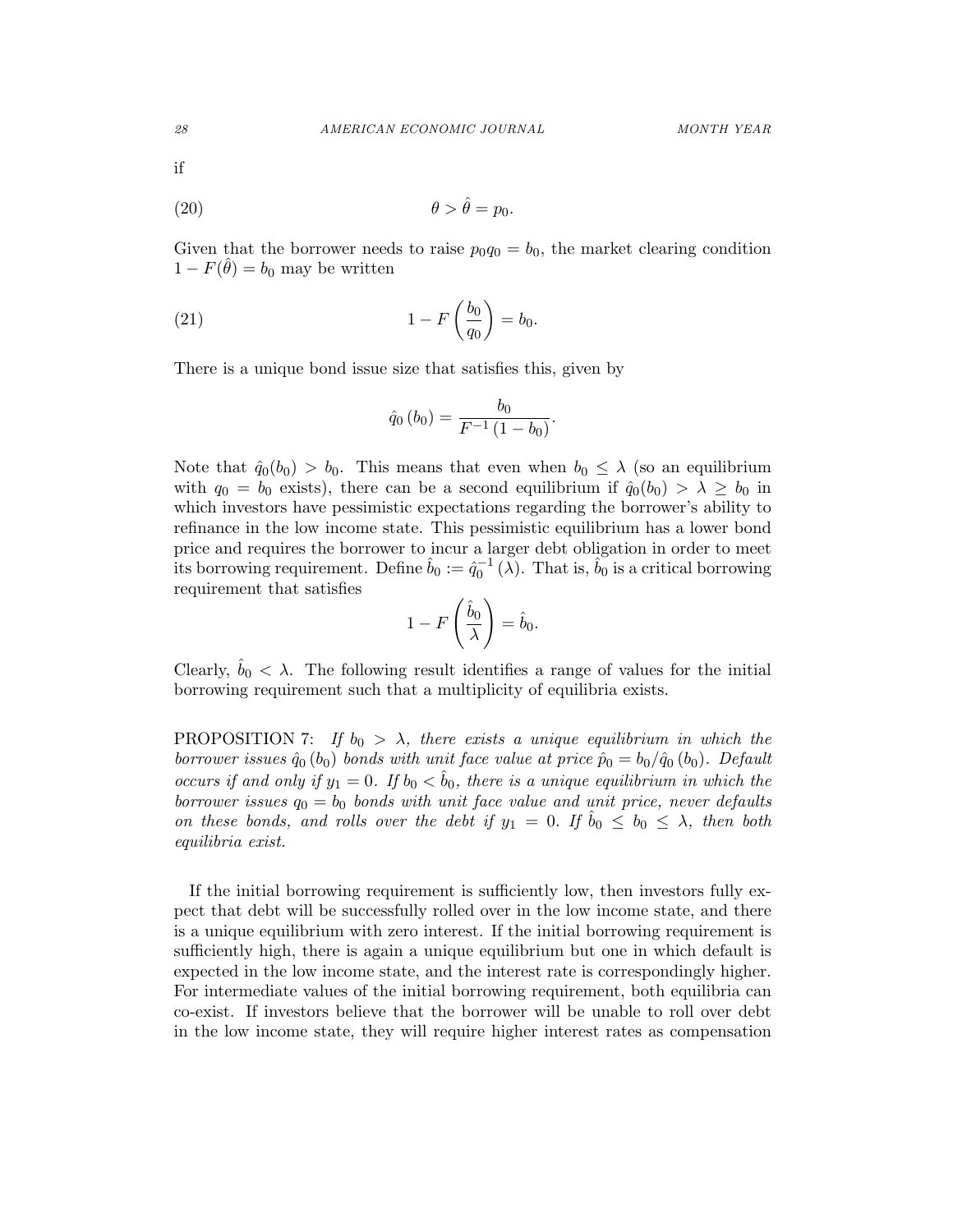if

$$\theta > \hat{\theta} = p_0. \tag{20}$$

Given that the borrower needs to raise $p_0 q_0 = b_0$, the market clearing condition $1 - F(\hat{\theta}) = b_0$ may be written

$$1 - F\left(\frac{b_0}{q_0}\right) = b_0. \tag{21}$$

There is a unique bond issue size that satisfies this, given by

$$\hat{q}_0\left(b_0\right) = \frac{b_0}{F^{-1}\left(1 - b_0\right)}.$$

Note that $\hat{q}_0(b_0) > b_0$. This means that even when $b_0 \leq \lambda$ (so an equilibrium with $q_0 = b_0$ exists), there can be a second equilibrium if $\hat{q}_0(b_0) > \lambda \geq b_0$ in which investors have pessimistic expectations regarding the borrower's ability to refinance in the low income state. This pessimistic equilibrium has a lower bond price and requires the borrower to incur a larger debt obligation in order to meet its borrowing requirement. Define $\hat{b}_0 := \hat{q}_0^{-1}(\lambda)$. That is, $\hat{b}_0$ is a critical borrowing requirement that satisfies

$$1 - F\left(\frac{\hat{b}_0}{\lambda}\right) = \hat{b}_0.$$

Clearly, $\hat{b}_0 < \lambda$. The following result identifies a range of values for the initial borrowing requirement such that a multiplicity of equilibria exists.

PROPOSITION 7: *If $b_0 > \lambda$, there exists a unique equilibrium in which the borrower issues $\hat{q}_0(b_0)$ bonds with unit face value at price $\hat{p}_0 = b_0/\hat{q}_0(b_0)$. Default occurs if and only if $y_1 = 0$. If $b_0 < \hat{b}_0$, there is a unique equilibrium in which the borrower issues $q_0 = b_0$ bonds with unit face value and unit price, never defaults on these bonds, and rolls over the debt if $y_1 = 0$. If $\hat{b}_0 \leq b_0 \leq \lambda$, then both equilibria exist.*

If the initial borrowing requirement is sufficiently low, then investors fully expect that debt will be successfully rolled over in the low income state, and there is a unique equilibrium with zero interest. If the initial borrowing requirement is sufficiently high, there is again a unique equilibrium but one in which default is expected in the low income state, and the interest rate is correspondingly higher. For intermediate values of the initial borrowing requirement, both equilibria can co-exist. If investors believe that the borrower will be unable to roll over debt in the low income state, they will require higher interest rates as compensation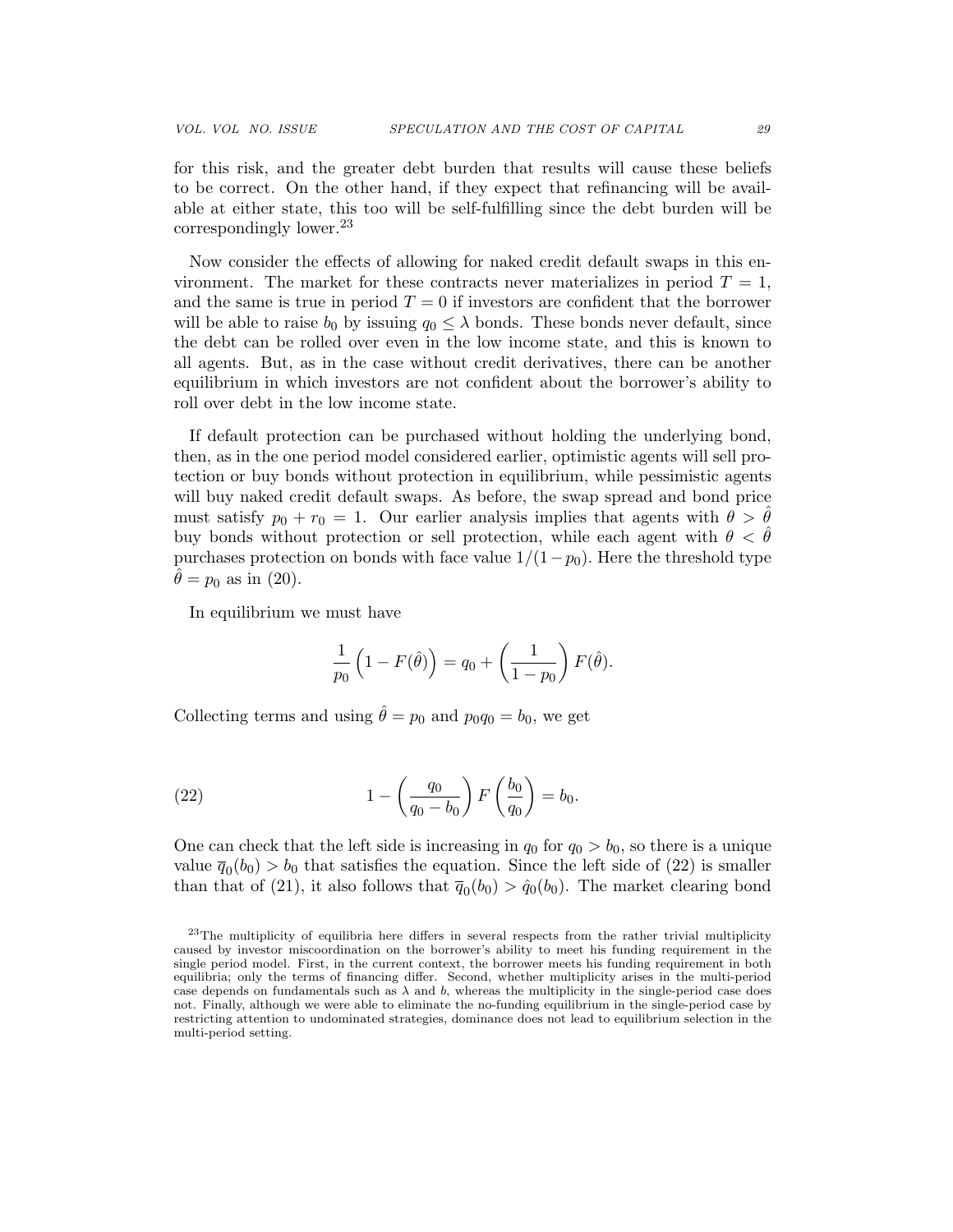for this risk, and the greater debt burden that results will cause these beliefs to be correct. On the other hand, if they expect that refinancing will be available at either state, this too will be self-fulfilling since the debt burden will be correspondingly lower.[23]

Now consider the effects of allowing for naked credit default swaps in this environment. The market for these contracts never materializes in period $T = 1$, and the same is true in period $T = 0$ if investors are confident that the borrower will be able to raise $b_0$ by issuing $q_0 \leq \lambda$ bonds. These bonds never default, since the debt can be rolled over even in the low income state, and this is known to all agents. But, as in the case without credit derivatives, there can be another equilibrium in which investors are not confident about the borrower's ability to roll over debt in the low income state.

If default protection can be purchased without holding the underlying bond, then, as in the one period model considered earlier, optimistic agents will sell protection or buy bonds without protection in equilibrium, while pessimistic agents will buy naked credit default swaps. As before, the swap spread and bond price must satisfy $p_0 + r_0 = 1$. Our earlier analysis implies that agents with $\theta > \hat{\theta}$ buy bonds without protection or sell protection, while each agent with $\theta < \hat{\theta}$ purchases protection on bonds with face value $1/(1-p_0)$. Here the threshold type $\hat{\theta} = p_0$ as in (20).

In equilibrium we must have

$$\frac{1}{p_0}\left(1 - F(\hat{\theta})\right) = q_0 + \left(\frac{1}{1-p_0}\right) F(\hat{\theta}).$$

Collecting terms and using $\hat{\theta} = p_0$ and $p_0 q_0 = b_0$, we get

$$1 - \left(\frac{q_0}{q_0 - b_0}\right) F\left(\frac{b_0}{q_0}\right) = b_0. \tag{22}$$

One can check that the left side is increasing in $q_0$ for $q_0 > b_0$, so there is a unique value $\overline{q}_0(b_0) > b_0$ that satisfies the equation. Since the left side of (22) is smaller than that of (21), it also follows that $\overline{q}_0(b_0) > \hat{q}_0(b_0)$. The market clearing bond

[23] The multiplicity of equilibria here differs in several respects from the rather trivial multiplicity caused by investor miscoordination on the borrower's ability to meet his funding requirement in the single period model. First, in the current context, the borrower meets his funding requirement in both equilibria; only the terms of financing differ. Second, whether multiplicity arises in the multi-period case depends on fundamentals such as $\lambda$ and $b$, whereas the multiplicity in the single-period case does not. Finally, although we were able to eliminate the no-funding equilibrium in the single-period case by restricting attention to undominated strategies, dominance does not lead to equilibrium selection in the multi-period setting.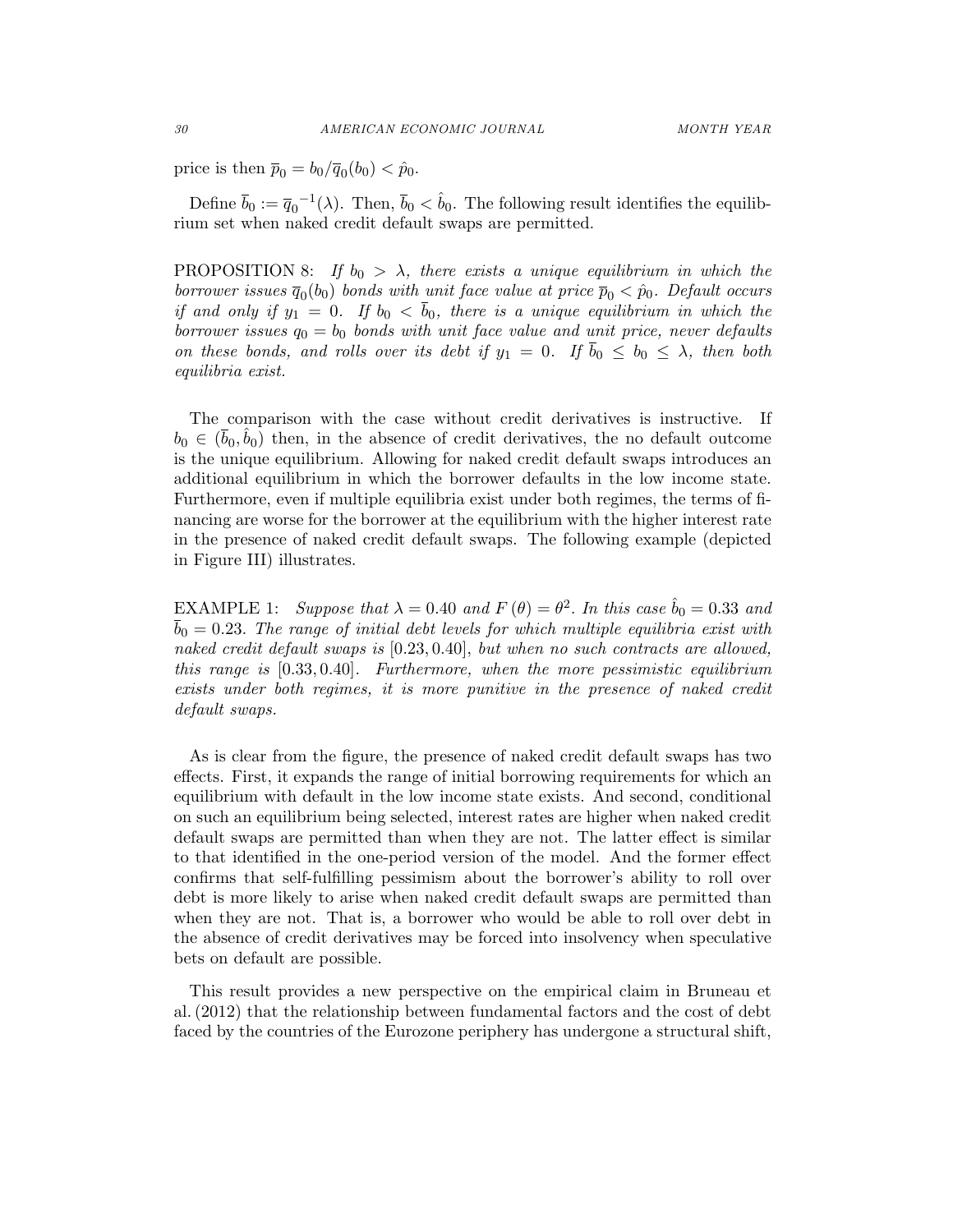price is then $\overline{p}_0 = b_0/\overline{q}_0(b_0) < \hat{p}_0$.

Define $\overline{b}_0 := \overline{q}_0^{-1}(\lambda)$. Then, $\overline{b}_0 < \hat{b}_0$. The following result identifies the equilibrium set when naked credit default swaps are permitted.

PROPOSITION 8: *If $b_0 > \lambda$, there exists a unique equilibrium in which the borrower issues $\overline{q}_0(b_0)$ bonds with unit face value at price $\overline{p}_0 < \hat{p}_0$. Default occurs if and only if $y_1 = 0$. If $b_0 < \overline{b}_0$, there is a unique equilibrium in which the borrower issues $q_0 = b_0$ bonds with unit face value and unit price, never defaults on these bonds, and rolls over its debt if $y_1 = 0$. If $\overline{b}_0 \leq b_0 \leq \lambda$, then both equilibria exist.*

The comparison with the case without credit derivatives is instructive. If $b_0 \in (\overline{b}_0, \hat{b}_0)$ then, in the absence of credit derivatives, the no default outcome is the unique equilibrium. Allowing for naked credit default swaps introduces an additional equilibrium in which the borrower defaults in the low income state. Furthermore, even if multiple equilibria exist under both regimes, the terms of financing are worse for the borrower at the equilibrium with the higher interest rate in the presence of naked credit default swaps. The following example (depicted in Figure III) illustrates.

EXAMPLE 1: *Suppose that $\lambda = 0.40$ and $F(\theta) = \theta^2$. In this case $\hat{b}_0 = 0.33$ and $\overline{b}_0 = 0.23$. The range of initial debt levels for which multiple equilibria exist with naked credit default swaps is $[0.23, 0.40]$, but when no such contracts are allowed, this range is $[0.33, 0.40]$. Furthermore, when the more pessimistic equilibrium exists under both regimes, it is more punitive in the presence of naked credit default swaps.*

As is clear from the figure, the presence of naked credit default swaps has two effects. First, it expands the range of initial borrowing requirements for which an equilibrium with default in the low income state exists. And second, conditional on such an equilibrium being selected, interest rates are higher when naked credit default swaps are permitted than when they are not. The latter effect is similar to that identified in the one-period version of the model. And the former effect confirms that self-fulfilling pessimism about the borrower's ability to roll over debt is more likely to arise when naked credit default swaps are permitted than when they are not. That is, a borrower who would be able to roll over debt in the absence of credit derivatives may be forced into insolvency when speculative bets on default are possible.

This result provides a new perspective on the empirical claim in Bruneau et al. (2012) that the relationship between fundamental factors and the cost of debt faced by the countries of the Eurozone periphery has undergone a structural shift,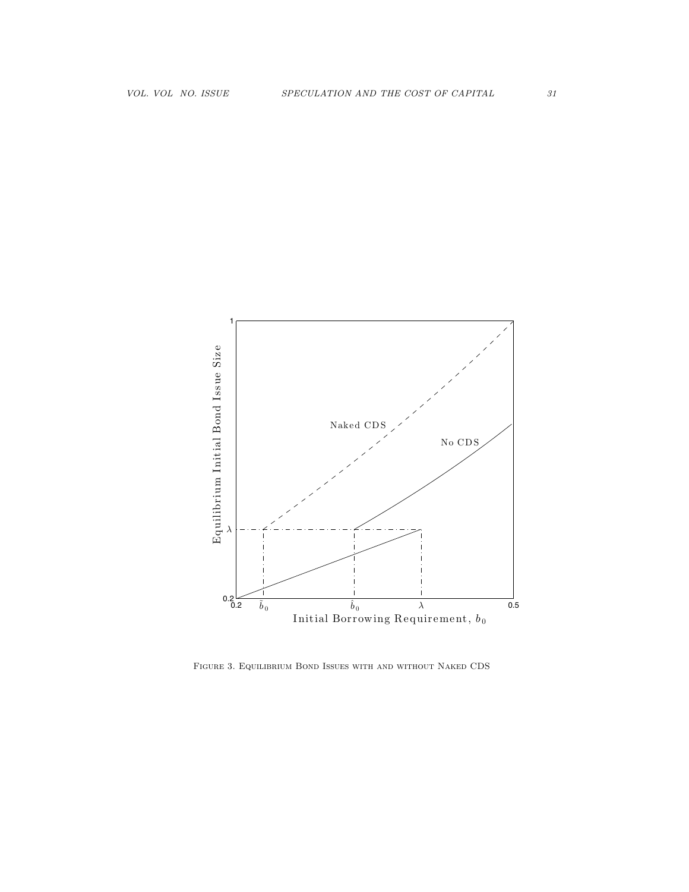FIGURE 3. EQUILIBRIUM BOND ISSUES WITH AND WITHOUT NAKED CDS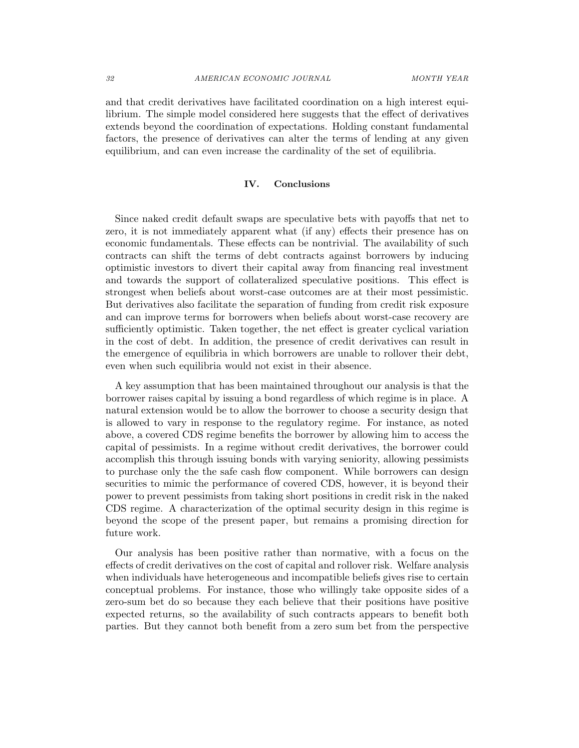and that credit derivatives have facilitated coordination on a high interest equilibrium. The simple model considered here suggests that the effect of derivatives extends beyond the coordination of expectations. Holding constant fundamental factors, the presence of derivatives can alter the terms of lending at any given equilibrium, and can even increase the cardinality of the set of equilibria.

## IV. Conclusions

Since naked credit default swaps are speculative bets with payoffs that net to zero, it is not immediately apparent what (if any) effects their presence has on economic fundamentals. These effects can be nontrivial. The availability of such contracts can shift the terms of debt contracts against borrowers by inducing optimistic investors to divert their capital away from financing real investment and towards the support of collateralized speculative positions. This effect is strongest when beliefs about worst-case outcomes are at their most pessimistic. But derivatives also facilitate the separation of funding from credit risk exposure and can improve terms for borrowers when beliefs about worst-case recovery are sufficiently optimistic. Taken together, the net effect is greater cyclical variation in the cost of debt. In addition, the presence of credit derivatives can result in the emergence of equilibria in which borrowers are unable to rollover their debt, even when such equilibria would not exist in their absence.

A key assumption that has been maintained throughout our analysis is that the borrower raises capital by issuing a bond regardless of which regime is in place. A natural extension would be to allow the borrower to choose a security design that is allowed to vary in response to the regulatory regime. For instance, as noted above, a covered CDS regime benefits the borrower by allowing him to access the capital of pessimists. In a regime without credit derivatives, the borrower could accomplish this through issuing bonds with varying seniority, allowing pessimists to purchase only the the safe cash flow component. While borrowers can design securities to mimic the performance of covered CDS, however, it is beyond their power to prevent pessimists from taking short positions in credit risk in the naked CDS regime. A characterization of the optimal security design in this regime is beyond the scope of the present paper, but remains a promising direction for future work.

Our analysis has been positive rather than normative, with a focus on the effects of credit derivatives on the cost of capital and rollover risk. Welfare analysis when individuals have heterogeneous and incompatible beliefs gives rise to certain conceptual problems. For instance, those who willingly take opposite sides of a zero-sum bet do so because they each believe that their positions have positive expected returns, so the availability of such contracts appears to benefit both parties. But they cannot both benefit from a zero sum bet from the perspective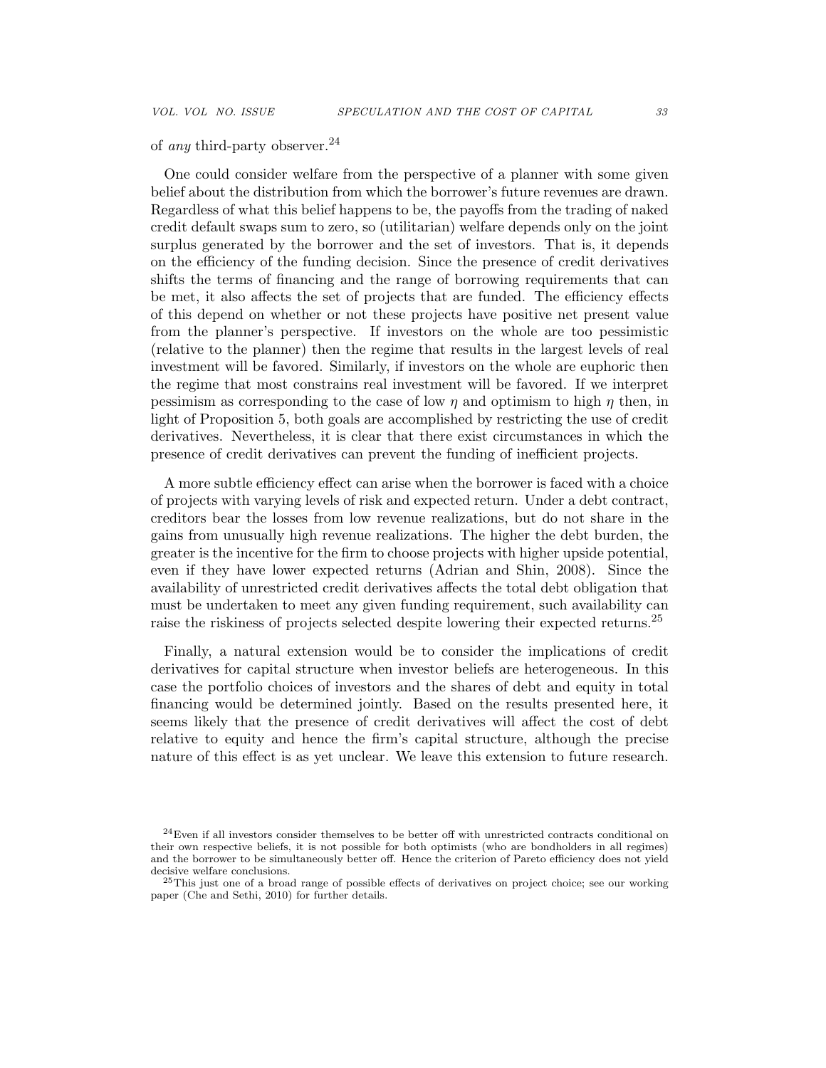of *any* third-party observer.[24]

One could consider welfare from the perspective of a planner with some given belief about the distribution from which the borrower's future revenues are drawn. Regardless of what this belief happens to be, the payoffs from the trading of naked credit default swaps sum to zero, so (utilitarian) welfare depends only on the joint surplus generated by the borrower and the set of investors. That is, it depends on the efficiency of the funding decision. Since the presence of credit derivatives shifts the terms of financing and the range of borrowing requirements that can be met, it also affects the set of projects that are funded. The efficiency effects of this depend on whether or not these projects have positive net present value from the planner's perspective. If investors on the whole are too pessimistic (relative to the planner) then the regime that results in the largest levels of real investment will be favored. Similarly, if investors on the whole are euphoric then the regime that most constrains real investment will be favored. If we interpret pessimism as corresponding to the case of low $\eta$ and optimism to high $\eta$ then, in light of Proposition 5, both goals are accomplished by restricting the use of credit derivatives. Nevertheless, it is clear that there exist circumstances in which the presence of credit derivatives can prevent the funding of inefficient projects.

A more subtle efficiency effect can arise when the borrower is faced with a choice of projects with varying levels of risk and expected return. Under a debt contract, creditors bear the losses from low revenue realizations, but do not share in the gains from unusually high revenue realizations. The higher the debt burden, the greater is the incentive for the firm to choose projects with higher upside potential, even if they have lower expected returns (Adrian and Shin, 2008). Since the availability of unrestricted credit derivatives affects the total debt obligation that must be undertaken to meet any given funding requirement, such availability can raise the riskiness of projects selected despite lowering their expected returns.[25]

Finally, a natural extension would be to consider the implications of credit derivatives for capital structure when investor beliefs are heterogeneous. In this case the portfolio choices of investors and the shares of debt and equity in total financing would be determined jointly. Based on the results presented here, it seems likely that the presence of credit derivatives will affect the cost of debt relative to equity and hence the firm's capital structure, although the precise nature of this effect is as yet unclear. We leave this extension to future research.

[24] Even if all investors consider themselves to be better off with unrestricted contracts conditional on their own respective beliefs, it is not possible for both optimists (who are bondholders in all regimes) and the borrower to be simultaneously better off. Hence the criterion of Pareto efficiency does not yield decisive welfare conclusions.

[25] This just one of a broad range of possible effects of derivatives on project choice; see our working paper (Che and Sethi, 2010) for further details.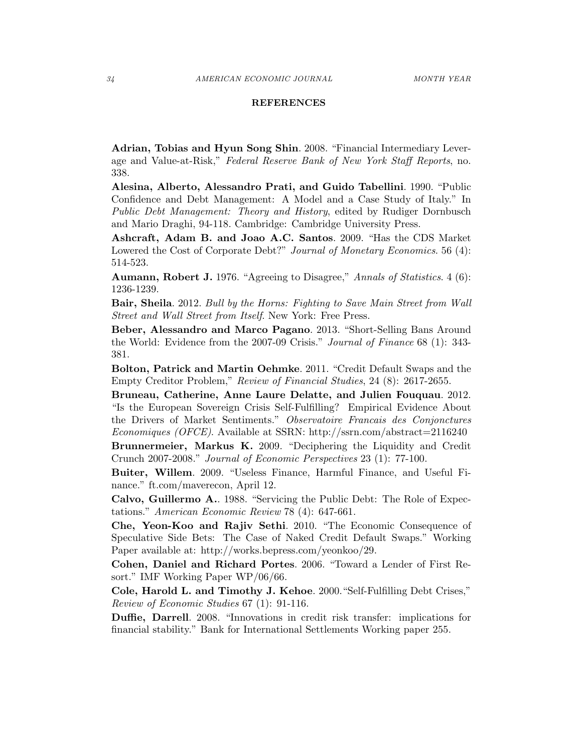## REFERENCES

**Adrian, Tobias and Hyun Song Shin**. 2008. "Financial Intermediary Leverage and Value-at-Risk," *Federal Reserve Bank of New York Staff Reports*, no. 338.

**Alesina, Alberto, Alessandro Prati, and Guido Tabellini**. 1990. "Public Confidence and Debt Management: A Model and a Case Study of Italy." In *Public Debt Management: Theory and History*, edited by Rudiger Dornbusch and Mario Draghi, 94-118. Cambridge: Cambridge University Press.

**Ashcraft, Adam B. and Joao A.C. Santos**. 2009. "Has the CDS Market Lowered the Cost of Corporate Debt?" *Journal of Monetary Economics*. 56 (4): 514-523.

**Aumann, Robert J.** 1976. "Agreeing to Disagree," *Annals of Statistics*. 4 (6): 1236-1239.

**Bair, Sheila**. 2012. *Bull by the Horns: Fighting to Save Main Street from Wall Street and Wall Street from Itself*. New York: Free Press.

**Beber, Alessandro and Marco Pagano**. 2013. "Short-Selling Bans Around the World: Evidence from the 2007-09 Crisis." *Journal of Finance* 68 (1): 343-381.

**Bolton, Patrick and Martin Oehmke**. 2011. "Credit Default Swaps and the Empty Creditor Problem," *Review of Financial Studies*, 24 (8): 2617-2655.

**Bruneau, Catherine, Anne Laure Delatte, and Julien Fouquau**. 2012. "Is the European Sovereign Crisis Self-Fulfilling? Empirical Evidence About the Drivers of Market Sentiments." *Observatoire Francais des Conjonctures Economiques (OFCE)*. Available at SSRN: http://ssrn.com/abstract=2116240

**Brunnermeier, Markus K.** 2009. "Deciphering the Liquidity and Credit Crunch 2007-2008." *Journal of Economic Perspectives* 23 (1): 77-100.

**Buiter, Willem**. 2009. "Useless Finance, Harmful Finance, and Useful Finance." ft.com/maverecon, April 12.

**Calvo, Guillermo A.**. 1988. "Servicing the Public Debt: The Role of Expectations." *American Economic Review* 78 (4): 647-661.

**Che, Yeon-Koo and Rajiv Sethi**. 2010. "The Economic Consequence of Speculative Side Bets: The Case of Naked Credit Default Swaps." Working Paper available at: http://works.bepress.com/yeonkoo/29.

**Cohen, Daniel and Richard Portes**. 2006. "Toward a Lender of First Resort." IMF Working Paper WP/06/66.

**Cole, Harold L. and Timothy J. Kehoe**. 2000."Self-Fulfilling Debt Crises," *Review of Economic Studies* 67 (1): 91-116.

**Duffie, Darrell**. 2008. "Innovations in credit risk transfer: implications for financial stability." Bank for International Settlements Working paper 255.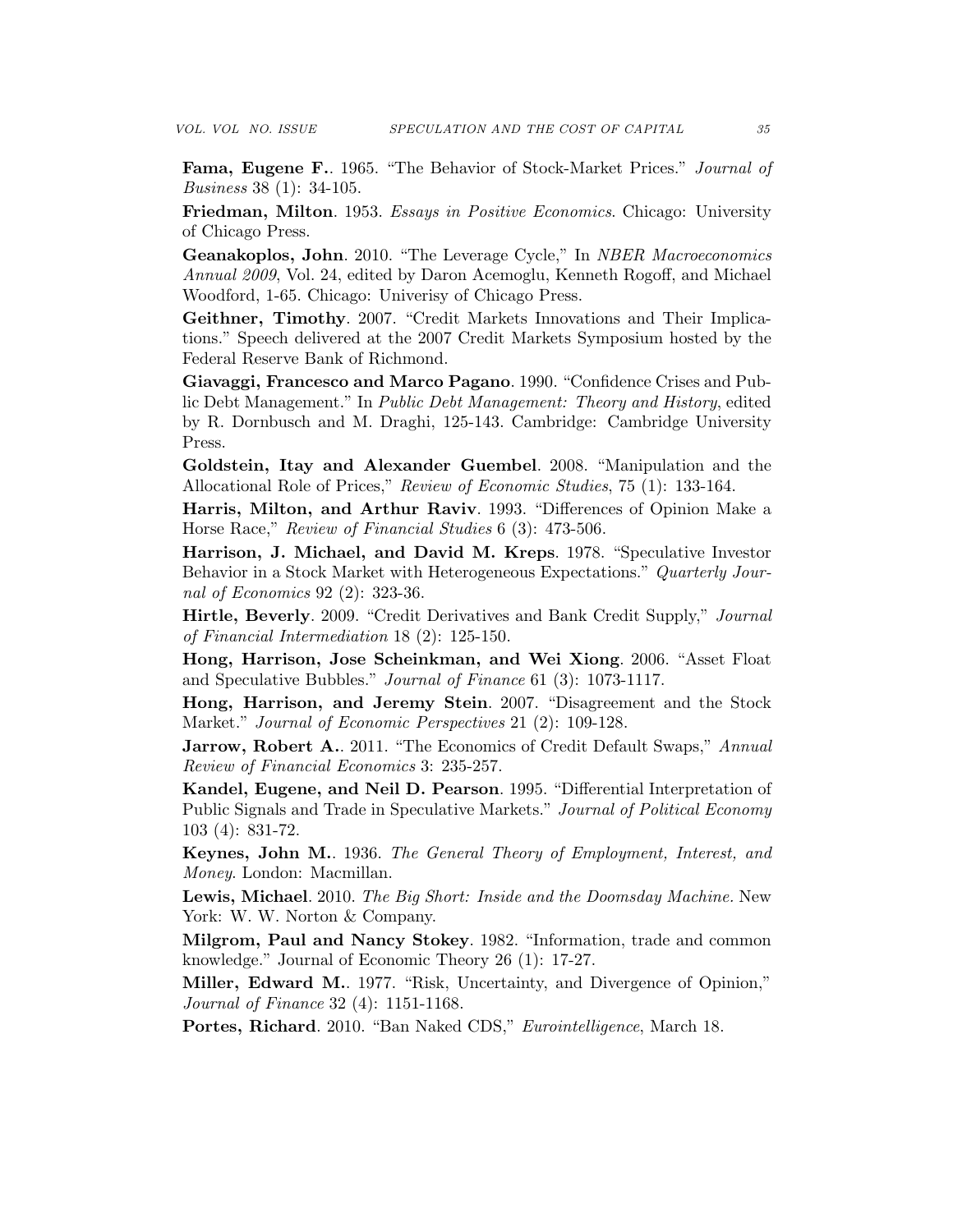**Fama, Eugene F.**. 1965. "The Behavior of Stock-Market Prices." *Journal of Business* 38 (1): 34-105.

**Friedman, Milton**. 1953. *Essays in Positive Economics*. Chicago: University of Chicago Press.

**Geanakoplos, John**. 2010. "The Leverage Cycle," In *NBER Macroeconomics Annual 2009*, Vol. 24, edited by Daron Acemoglu, Kenneth Rogoff, and Michael Woodford, 1-65. Chicago: Univerisy of Chicago Press.

**Geithner, Timothy**. 2007. "Credit Markets Innovations and Their Implications." Speech delivered at the 2007 Credit Markets Symposium hosted by the Federal Reserve Bank of Richmond.

**Giavaggi, Francesco and Marco Pagano**. 1990. "Confidence Crises and Public Debt Management." In *Public Debt Management: Theory and History*, edited by R. Dornbusch and M. Draghi, 125-143. Cambridge: Cambridge University Press.

**Goldstein, Itay and Alexander Guembel**. 2008. "Manipulation and the Allocational Role of Prices," *Review of Economic Studies*, 75 (1): 133-164.

**Harris, Milton, and Arthur Raviv**. 1993. "Differences of Opinion Make a Horse Race," *Review of Financial Studies* 6 (3): 473-506.

**Harrison, J. Michael, and David M. Kreps**. 1978. "Speculative Investor Behavior in a Stock Market with Heterogeneous Expectations." *Quarterly Journal of Economics* 92 (2): 323-36.

**Hirtle, Beverly**. 2009. "Credit Derivatives and Bank Credit Supply," *Journal of Financial Intermediation* 18 (2): 125-150.

**Hong, Harrison, Jose Scheinkman, and Wei Xiong**. 2006. "Asset Float and Speculative Bubbles." *Journal of Finance* 61 (3): 1073-1117.

**Hong, Harrison, and Jeremy Stein**. 2007. "Disagreement and the Stock Market." *Journal of Economic Perspectives* 21 (2): 109-128.

**Jarrow, Robert A.**. 2011. "The Economics of Credit Default Swaps," *Annual Review of Financial Economics* 3: 235-257.

**Kandel, Eugene, and Neil D. Pearson**. 1995. "Differential Interpretation of Public Signals and Trade in Speculative Markets." *Journal of Political Economy* 103 (4): 831-72.

**Keynes, John M.**. 1936. *The General Theory of Employment, Interest, and Money*. London: Macmillan.

**Lewis, Michael**. 2010. *The Big Short: Inside and the Doomsday Machine.* New York: W. W. Norton & Company.

**Milgrom, Paul and Nancy Stokey**. 1982. "Information, trade and common knowledge." Journal of Economic Theory 26 (1): 17-27.

**Miller, Edward M.**. 1977. "Risk, Uncertainty, and Divergence of Opinion," *Journal of Finance* 32 (4): 1151-1168.

**Portes, Richard**. 2010. "Ban Naked CDS," *Eurointelligence*, March 18.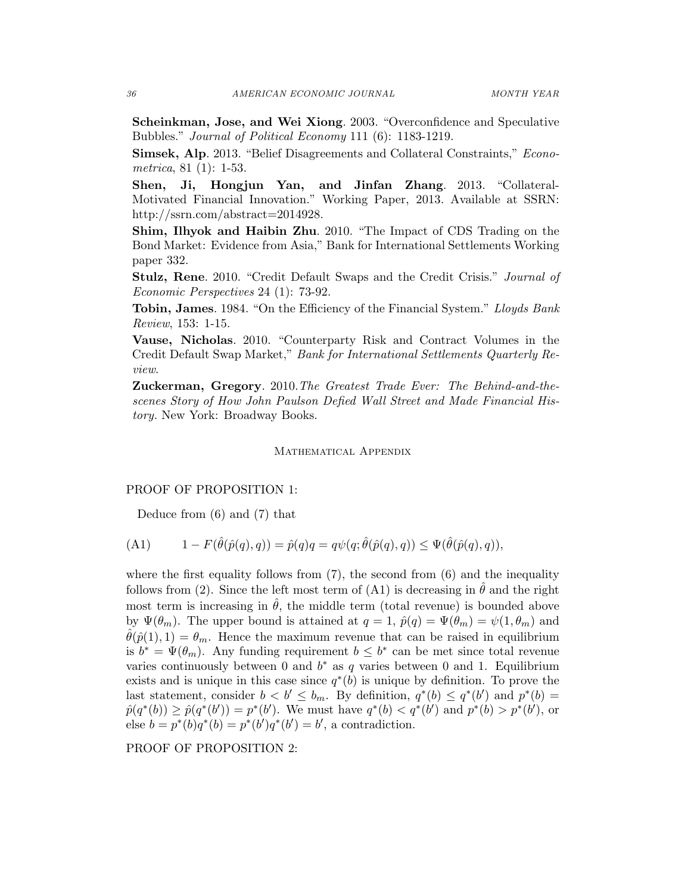**Scheinkman, Jose, and Wei Xiong**. 2003. "Overconfidence and Speculative Bubbles." *Journal of Political Economy* 111 (6): 1183-1219.

**Simsek, Alp**. 2013. "Belief Disagreements and Collateral Constraints," *Econometrica*, 81 (1): 1-53.

**Shen, Ji, Hongjun Yan, and Jinfan Zhang**. 2013. "Collateral-Motivated Financial Innovation." Working Paper, 2013. Available at SSRN: http://ssrn.com/abstract=2014928.

**Shim, Ilhyok and Haibin Zhu**. 2010. "The Impact of CDS Trading on the Bond Market: Evidence from Asia," Bank for International Settlements Working paper 332.

**Stulz, Rene**. 2010. "Credit Default Swaps and the Credit Crisis." *Journal of Economic Perspectives* 24 (1): 73-92.

**Tobin, James**. 1984. "On the Efficiency of the Financial System." *Lloyds Bank Review*, 153: 1-15.

**Vause, Nicholas**. 2010. "Counterparty Risk and Contract Volumes in the Credit Default Swap Market," *Bank for International Settlements Quarterly Review*.

**Zuckerman, Gregory**. 2010. *The Greatest Trade Ever: The Behind-and-the-scenes Story of How John Paulson Defied Wall Street and Made Financial History.* New York: Broadway Books.

## Mathematical Appendix

PROOF OF PROPOSITION 1:

Deduce from (6) and (7) that

$$\text{(A1)} \qquad 1 - F(\hat{\theta}(\hat{p}(q), q)) = \hat{p}(q)q = q\psi(q; \hat{\theta}(\hat{p}(q), q)) \leq \Psi(\hat{\theta}(\hat{p}(q), q)),$$

where the first equality follows from (7), the second from (6) and the inequality follows from (2). Since the left most term of (A1) is decreasing in $\hat{\theta}$ and the right most term is increasing in $\hat{\theta}$, the middle term (total revenue) is bounded above by $\Psi(\theta_m)$. The upper bound is attained at $q = 1$, $\hat{p}(q) = \Psi(\theta_m) = \psi(1, \theta_m)$ and $\hat{\theta}(\hat{p}(1), 1) = \theta_m$. Hence the maximum revenue that can be raised in equilibrium is $b^* = \Psi(\theta_m)$. Any funding requirement $b \leq b^*$ can be met since total revenue varies continuously between 0 and $b^*$ as $q$ varies between 0 and 1. Equilibrium exists and is unique in this case since $q^*(b)$ is unique by definition. To prove the last statement, consider $b < b' \leq b_m$. By definition, $q^*(b) \leq q^*(b')$ and $p^*(b) = \hat{p}(q^*(b)) \geq \hat{p}(q^*(b')) = p^*(b')$. We must have $q^*(b) < q^*(b')$ and $p^*(b) > p^*(b')$, or else $b = p^*(b)q^*(b) = p^*(b')q^*(b') = b'$, a contradiction.

PROOF OF PROPOSITION 2: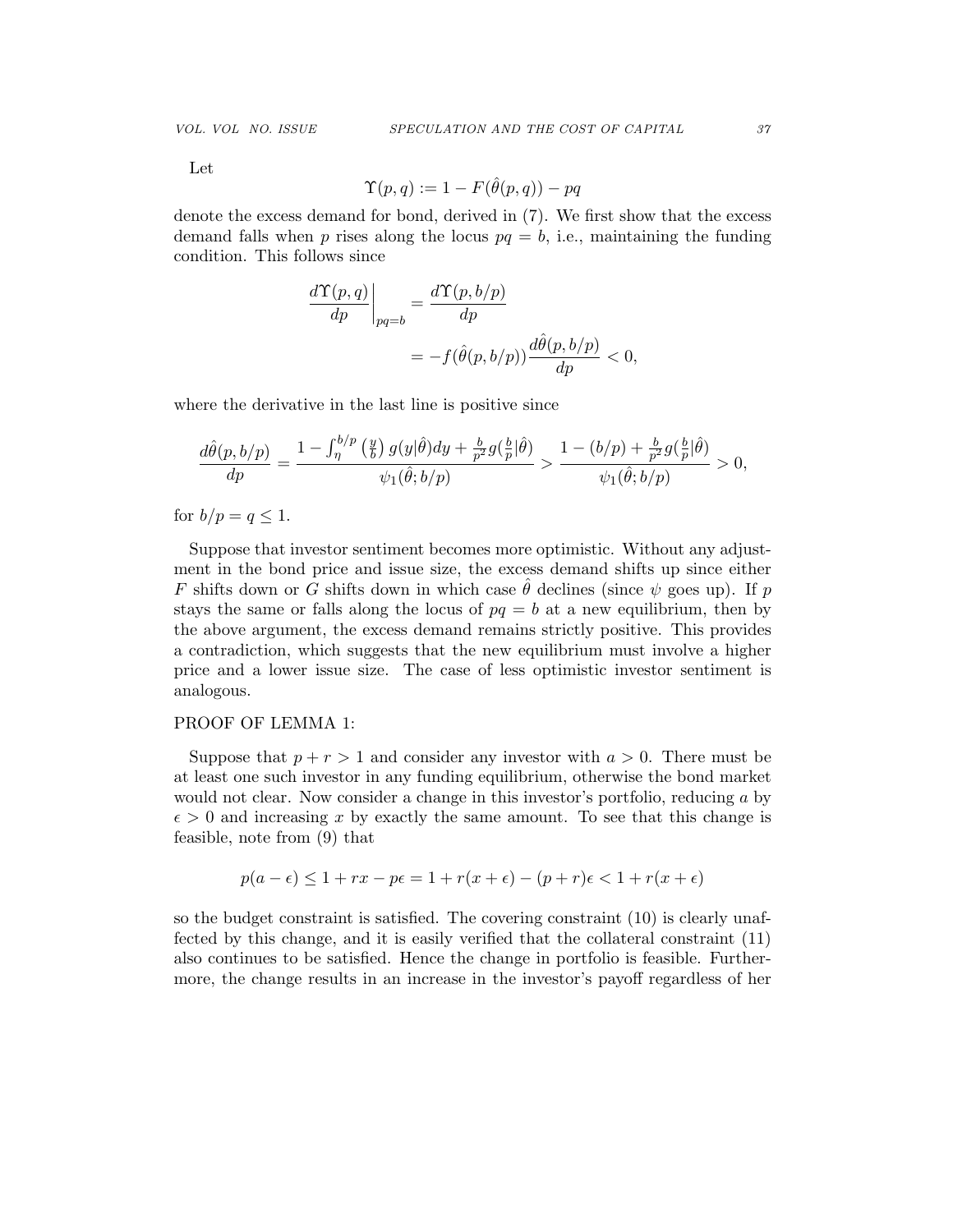Let

$$\Upsilon(p,q) := 1 - F(\hat{\theta}(p,q)) - pq$$

denote the excess demand for bond, derived in (7). We first show that the excess demand falls when $p$ rises along the locus $pq = b$, i.e., maintaining the funding condition. This follows since

$$\left.\frac{d\Upsilon(p,q)}{dp}\right|_{pq=b} = \frac{d\Upsilon(p,b/p)}{dp}$$
$$= -f(\hat{\theta}(p,b/p))\frac{d\hat{\theta}(p,b/p)}{dp} < 0,$$

where the derivative in the last line is positive since

$$\frac{d\hat{\theta}(p,b/p)}{dp} = \frac{1 - \int_{\eta}^{b/p}\left(\frac{y}{b}\right)g(y|\hat{\theta})dy + \frac{b}{p^2}g(\frac{b}{p}|\hat{\theta})}{\psi_1(\hat{\theta};b/p)} > \frac{1-(b/p) + \frac{b}{p^2}g(\frac{b}{p}|\hat{\theta})}{\psi_1(\hat{\theta};b/p)} > 0,$$

for $b/p = q \leq 1$.

Suppose that investor sentiment becomes more optimistic. Without any adjustment in the bond price and issue size, the excess demand shifts up since either $F$ shifts down or $G$ shifts down in which case $\hat{\theta}$ declines (since $\psi$ goes up). If $p$ stays the same or falls along the locus of $pq = b$ at a new equilibrium, then by the above argument, the excess demand remains strictly positive. This provides a contradiction, which suggests that the new equilibrium must involve a higher price and a lower issue size. The case of less optimistic investor sentiment is analogous.

PROOF OF LEMMA 1:

Suppose that $p + r > 1$ and consider any investor with $a > 0$. There must be at least one such investor in any funding equilibrium, otherwise the bond market would not clear. Now consider a change in this investor's portfolio, reducing $a$ by $\epsilon > 0$ and increasing $x$ by exactly the same amount. To see that this change is feasible, note from (9) that

$$p(a-\epsilon) \leq 1 + rx - p\epsilon = 1 + r(x+\epsilon) - (p+r)\epsilon < 1 + r(x+\epsilon)$$

so the budget constraint is satisfied. The covering constraint (10) is clearly unaffected by this change, and it is easily verified that the collateral constraint (11) also continues to be satisfied. Hence the change in portfolio is feasible. Furthermore, the change results in an increase in the investor's payoff regardless of her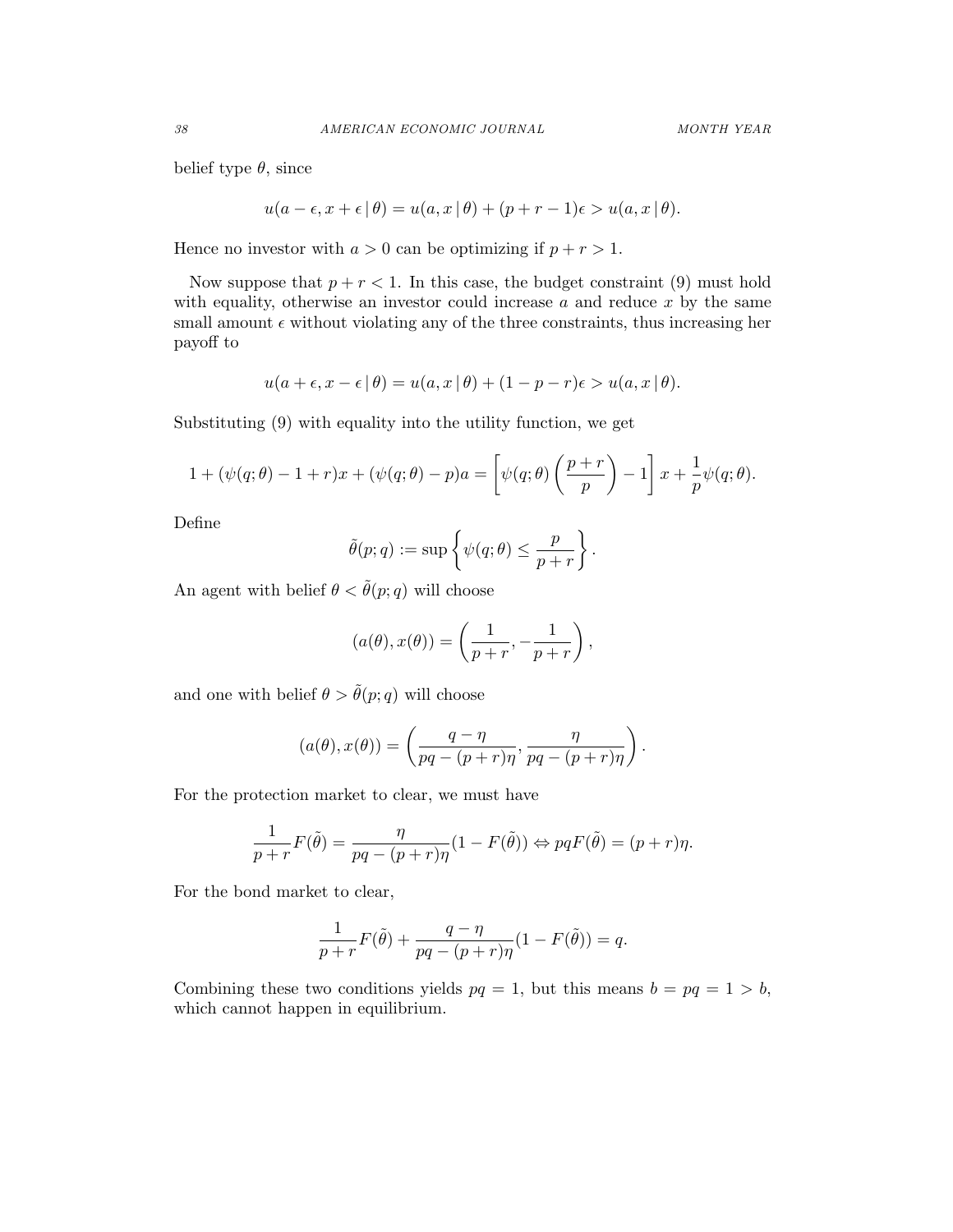belief type $\theta$, since

$$u(a-\epsilon, x+\epsilon \,|\, \theta) = u(a, x \,|\, \theta) + (p+r-1)\epsilon > u(a, x \,|\, \theta).$$

Hence no investor with $a > 0$ can be optimizing if $p + r > 1$.

Now suppose that $p + r < 1$. In this case, the budget constraint (9) must hold with equality, otherwise an investor could increase $a$ and reduce $x$ by the same small amount $\epsilon$ without violating any of the three constraints, thus increasing her payoff to

$$u(a+\epsilon, x-\epsilon \,|\, \theta) = u(a, x \,|\, \theta) + (1-p-r)\epsilon > u(a, x \,|\, \theta).$$

Substituting (9) with equality into the utility function, we get

$$1 + (\psi(q;\theta) - 1 + r)x + (\psi(q;\theta) - p)a = \left[\psi(q;\theta)\left(\frac{p+r}{p}\right) - 1\right]x + \frac{1}{p}\psi(q;\theta).$$

Define

$$\tilde{\theta}(p;q) := \sup\left\{\psi(q;\theta) \leq \frac{p}{p+r}\right\}.$$

An agent with belief $\theta < \tilde{\theta}(p;q)$ will choose

$$(a(\theta), x(\theta)) = \left(\frac{1}{p+r}, -\frac{1}{p+r}\right),$$

and one with belief $\theta > \tilde{\theta}(p;q)$ will choose

$$(a(\theta), x(\theta)) = \left(\frac{q-\eta}{pq-(p+r)\eta}, \frac{\eta}{pq-(p+r)\eta}\right).$$

For the protection market to clear, we must have

$$\frac{1}{p+r}F(\tilde{\theta}) = \frac{\eta}{pq-(p+r)\eta}(1-F(\tilde{\theta})) \Leftrightarrow pqF(\tilde{\theta}) = (p+r)\eta.$$

For the bond market to clear,

$$\frac{1}{p+r}F(\tilde{\theta}) + \frac{q-\eta}{pq-(p+r)\eta}(1-F(\tilde{\theta})) = q.$$

Combining these two conditions yields $pq = 1$, but this means $b = pq = 1 > b$, which cannot happen in equilibrium.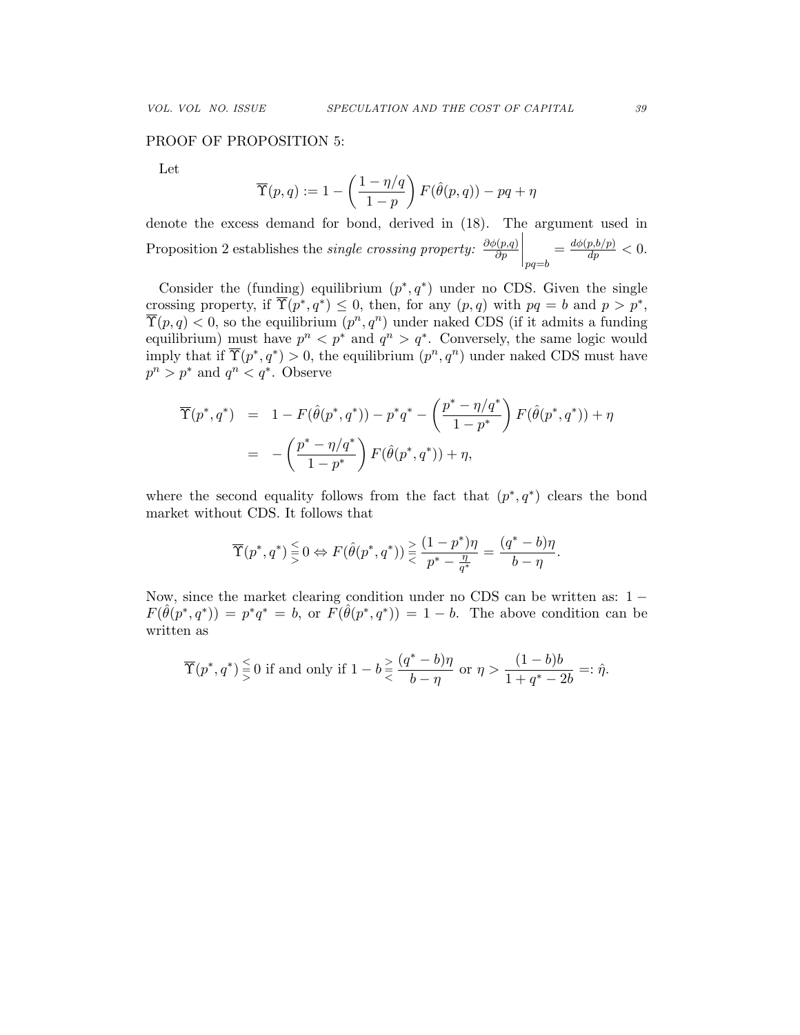PROOF OF PROPOSITION 5:

Let

$$\overline{\Upsilon}(p,q) := 1 - \left(\frac{1-\eta/q}{1-p}\right) F(\hat{\theta}(p,q)) - pq + \eta$$

denote the excess demand for bond, derived in (18). The argument used in Proposition 2 establishes the *single crossing property:* $\left.\frac{\partial \phi(p,q)}{\partial p}\right|_{pq=b} = \frac{d\phi(p,b/p)}{dp} < 0$.

Consider the (funding) equilibrium $(p^*, q^*)$ under no CDS. Given the single crossing property, if $\overline{\Upsilon}(p^*, q^*) \leq 0$, then, for any $(p,q)$ with $pq = b$ and $p > p^*$, $\overline{\Upsilon}(p,q) < 0$, so the equilibrium $(p^n, q^n)$ under naked CDS (if it admits a funding equilibrium) must have $p^n < p^*$ and $q^n > q^*$. Conversely, the same logic would imply that if $\overline{\Upsilon}(p^*, q^*) > 0$, the equilibrium $(p^n, q^n)$ under naked CDS must have $p^n > p^*$ and $q^n < q^*$. Observe

$$\begin{aligned}
\overline{\Upsilon}(p^*, q^*) &= 1 - F(\hat{\theta}(p^*, q^*)) - p^* q^* - \left(\frac{p^* - \eta/q^*}{1-p^*}\right) F(\hat{\theta}(p^*, q^*)) + \eta \\
&= -\left(\frac{p^* - \eta/q^*}{1-p^*}\right) F(\hat{\theta}(p^*, q^*)) + \eta,
\end{aligned}$$

where the second equality follows from the fact that $(p^*, q^*)$ clears the bond market without CDS. It follows that

$$\overline{\Upsilon}(p^*, q^*) \mathrel{\substack{\leq \\ = \\ >}} 0 \Leftrightarrow F(\hat{\theta}(p^*, q^*)) \mathrel{\substack{\geq \\ = \\ <}} \frac{(1-p^*)\eta}{p^* - \frac{\eta}{q^*}} = \frac{(q^* - b)\eta}{b - \eta}.$$

Now, since the market clearing condition under no CDS can be written as: $1 - F(\hat{\theta}(p^*, q^*)) = p^* q^* = b$, or $F(\hat{\theta}(p^*, q^*)) = 1 - b$. The above condition can be written as

$$\overline{\Upsilon}(p^*, q^*) \mathrel{\substack{\leq \\ = \\ >}} 0 \text{ if and only if } 1 - b \mathrel{\substack{\geq \\ = \\ <}} \frac{(q^* - b)\eta}{b - \eta} \text{ or } \eta > \frac{(1-b)b}{1 + q^* - 2b} =: \hat{\eta}.$$